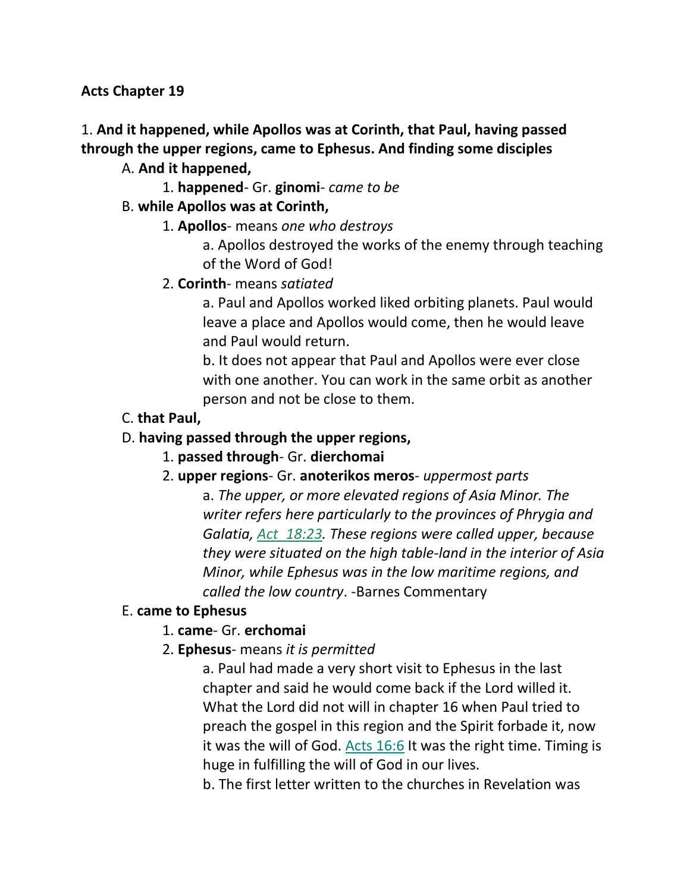**Acts Chapter 19**

1. **And it happened, while Apollos was at Corinth, that Paul, having passed through the upper regions, came to Ephesus. And finding some disciples**

A. **And it happened,**

1. **happened**- Gr. **ginomi**- *came to be*

B. **while Apollos was at Corinth,**

1. **Apollos**- means *one who destroys*

a. Apollos destroyed the works of the enemy through teaching of the Word of God!

2. **Corinth**- means *satiated*

a. Paul and Apollos worked liked orbiting planets. Paul would leave a place and Apollos would come, then he would leave and Paul would return.

b. It does not appear that Paul and Apollos were ever close with one another. You can work in the same orbit as another person and not be close to them.

C. **that Paul,**

D. **having passed through the upper regions,**

1. **passed through**- Gr. **dierchomai**

2. **upper regions**- Gr. **anoterikos meros**- *uppermost parts*

a. *The upper, or more elevated regions of Asia Minor. The writer refers here particularly to the provinces of Phrygia and Galatia, Act 18:23. These regions were called upper, because they were situated on the high table-land in the interior of Asia Minor, while Ephesus was in the low maritime regions, and called the low country*. -Barnes Commentary

E. **came to Ephesus**

1. **came**- Gr. **erchomai**

2. **Ephesus**- means *it is permitted*

a. Paul had made a very short visit to Ephesus in the last chapter and said he would come back if the Lord willed it. What the Lord did not will in chapter 16 when Paul tried to preach the gospel in this region and the Spirit forbade it, now it was the will of God. Acts 16:6 It was the right time. Timing is huge in fulfilling the will of God in our lives.

b. The first letter written to the churches in Revelation was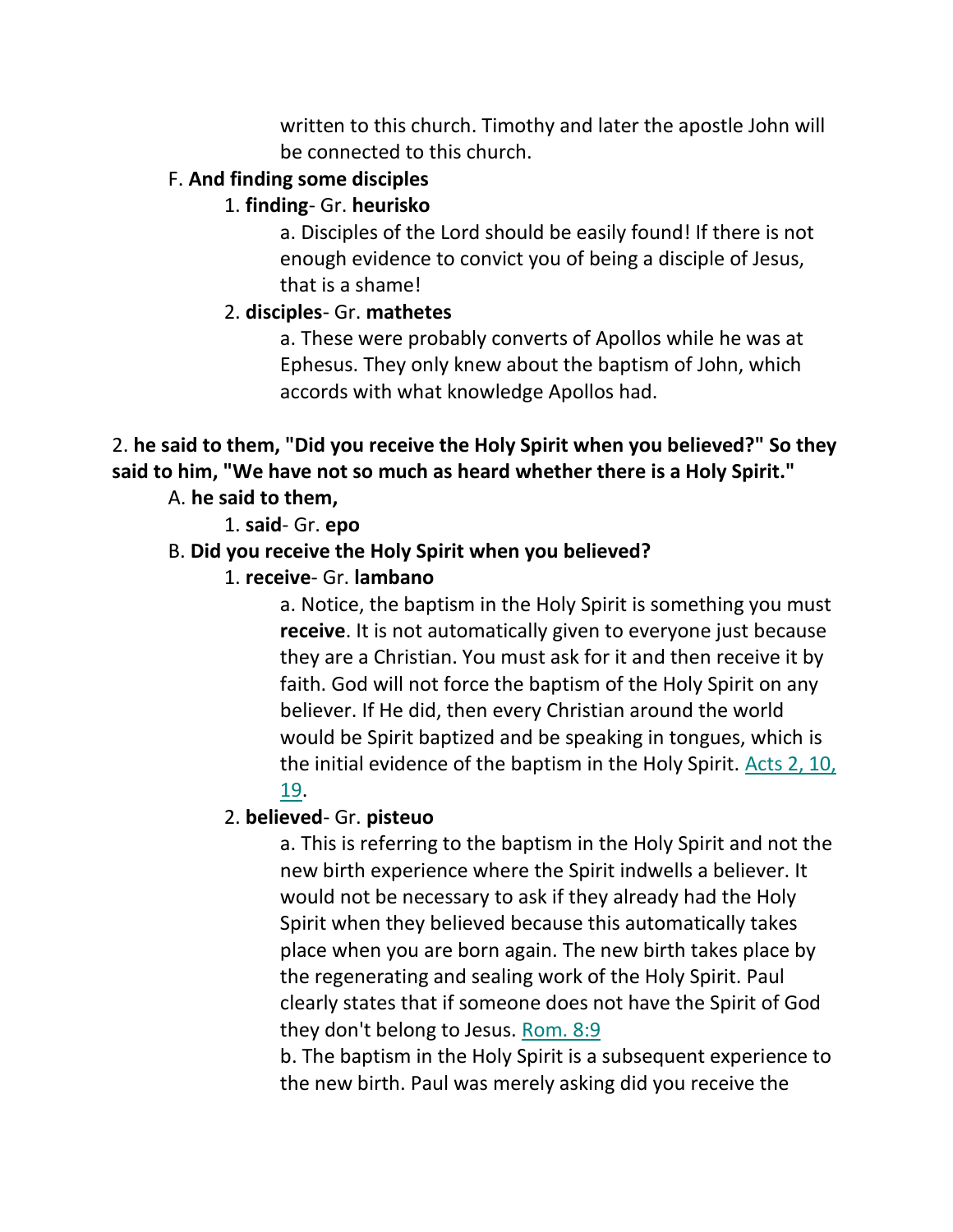written to this church. Timothy and later the apostle John will be connected to this church.

F. **And finding some disciples**

1. **finding**- Gr. **heurisko**

a. Disciples of the Lord should be easily found! If there is not enough evidence to convict you of being a disciple of Jesus, that is a shame!

2. **disciples**- Gr. **mathetes**

a. These were probably converts of Apollos while he was at Ephesus. They only knew about the baptism of John, which accords with what knowledge Apollos had.

2. **he said to them, "Did you receive the Holy Spirit when you believed?" So they said to him, "We have not so much as heard whether there is a Holy Spirit."**

A. **he said to them,**

1. **said**- Gr. **epo**

B. **Did you receive the Holy Spirit when you believed?**

1. **receive**- Gr. **lambano**

a. Notice, the baptism in the Holy Spirit is something you must **receive**. It is not automatically given to everyone just because they are a Christian. You must ask for it and then receive it by faith. God will not force the baptism of the Holy Spirit on any believer. If He did, then every Christian around the world would be Spirit baptized and be speaking in tongues, which is the initial evidence of the baptism in the Holy Spirit. Acts 2, 10, 19.

2. **believed**- Gr. **pisteuo**

a. This is referring to the baptism in the Holy Spirit and not the new birth experience where the Spirit indwells a believer. It would not be necessary to ask if they already had the Holy Spirit when they believed because this automatically takes place when you are born again. The new birth takes place by the regenerating and sealing work of the Holy Spirit. Paul clearly states that if someone does not have the Spirit of God they don't belong to Jesus. Rom. 8:9

b. The baptism in the Holy Spirit is a subsequent experience to the new birth. Paul was merely asking did you receive the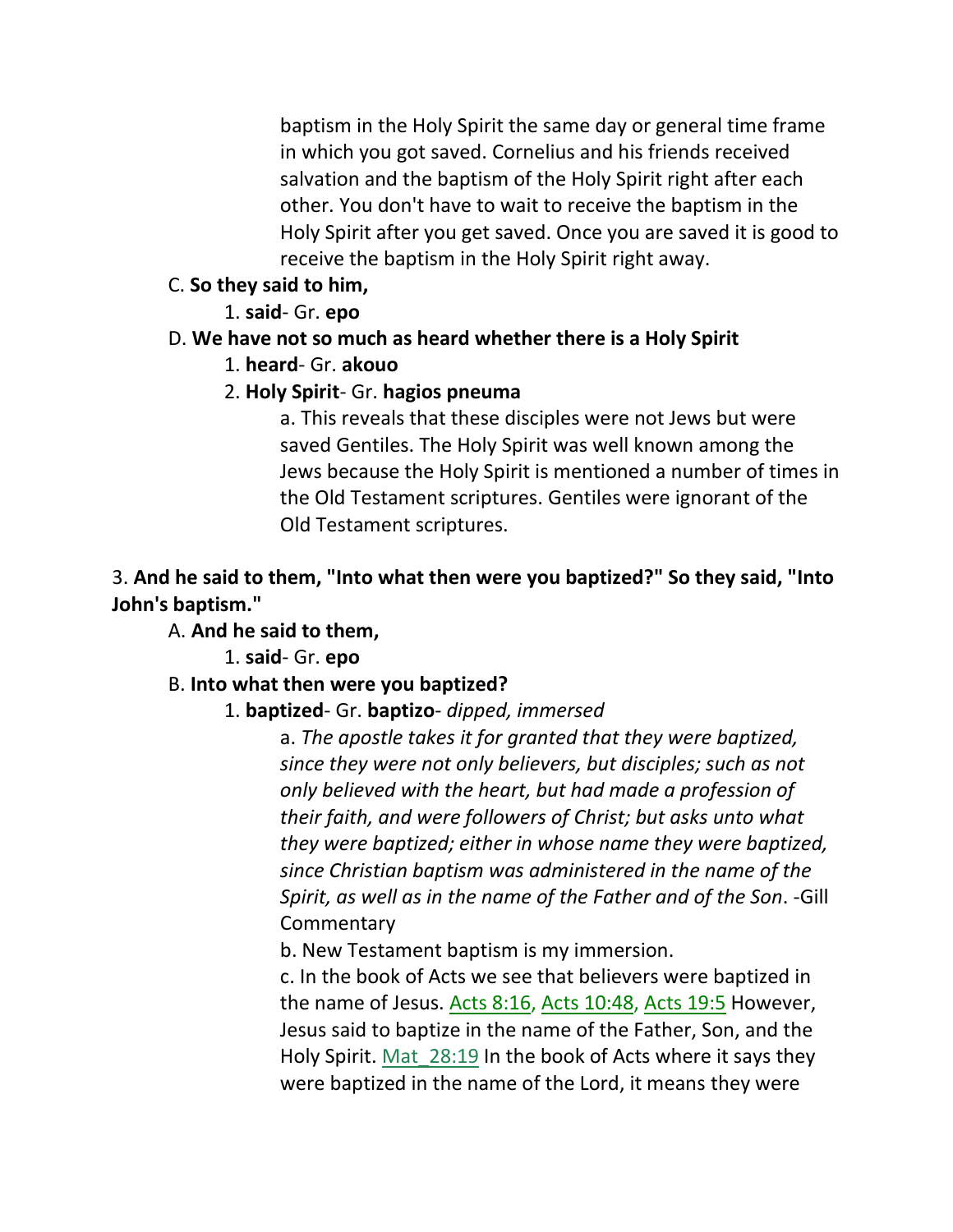baptism in the Holy Spirit the same day or general time frame in which you got saved. Cornelius and his friends received salvation and the baptism of the Holy Spirit right after each other. You don't have to wait to receive the baptism in the Holy Spirit after you get saved. Once you are saved it is good to receive the baptism in the Holy Spirit right away.

C. **So they said to him,**

1. **said**- Gr. **epo**

D. **We have not so much as heard whether there is a Holy Spirit**

1. **heard**- Gr. **akouo**

2. **Holy Spirit**- Gr. **hagios pneuma**

a. This reveals that these disciples were not Jews but were saved Gentiles. The Holy Spirit was well known among the Jews because the Holy Spirit is mentioned a number of times in the Old Testament scriptures. Gentiles were ignorant of the Old Testament scriptures.

3. **And he said to them, "Into what then were you baptized?" So they said, "Into John's baptism."**

A. **And he said to them,**

1. **said**- Gr. **epo**

B. **Into what then were you baptized?**

1. **baptized**- Gr. **baptizo**- *dipped, immersed*

a. *The apostle takes it for granted that they were baptized, since they were not only believers, but disciples; such as not only believed with the heart, but had made a profession of their faith, and were followers of Christ; but asks unto what they were baptized; either in whose name they were baptized, since Christian baptism was administered in the name of the Spirit, as well as in the name of the Father and of the Son*. -Gill Commentary

b. New Testament baptism is my immersion.

c. In the book of Acts we see that believers were baptized in the name of Jesus. Acts 8:16, Acts 10:48, Acts 19:5 However, Jesus said to baptize in the name of the Father, Son, and the Holy Spirit. Mat_28:19 In the book of Acts where it says they were baptized in the name of the Lord, it means they were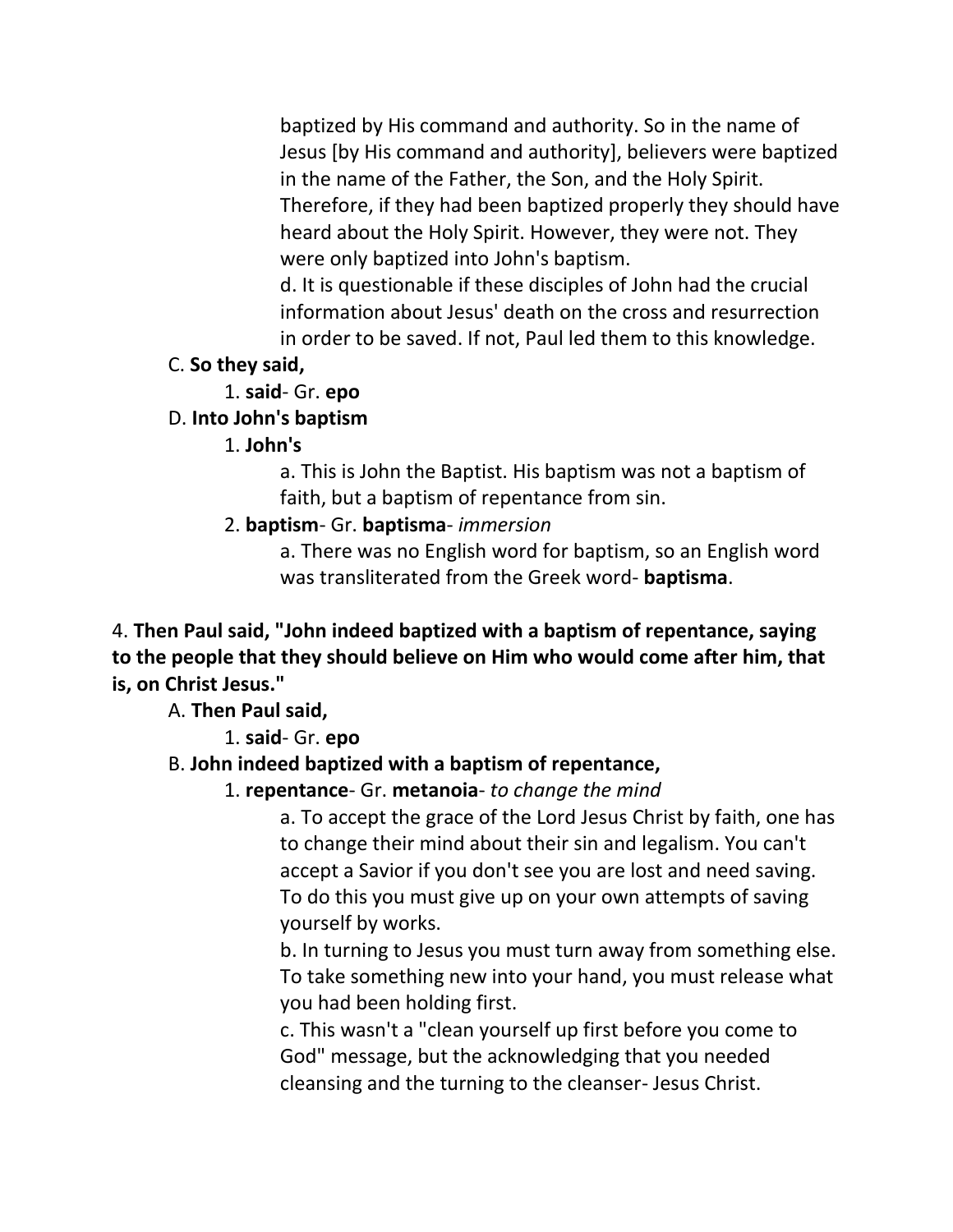baptized by His command and authority. So in the name of Jesus [by His command and authority], believers were baptized in the name of the Father, the Son, and the Holy Spirit. Therefore, if they had been baptized properly they should have heard about the Holy Spirit. However, they were not. They were only baptized into John's baptism.

d. It is questionable if these disciples of John had the crucial information about Jesus' death on the cross and resurrection in order to be saved. If not, Paul led them to this knowledge.

C. **So they said,**

1. **said**- Gr. **epo**

D. **Into John's baptism**

1. **John's**

a. This is John the Baptist. His baptism was not a baptism of faith, but a baptism of repentance from sin.

2. **baptism**- Gr. **baptisma**- *immersion*

a. There was no English word for baptism, so an English word was transliterated from the Greek word- **baptisma**.

4. **Then Paul said, "John indeed baptized with a baptism of repentance, saying to the people that they should believe on Him who would come after him, that is, on Christ Jesus."**

A. **Then Paul said,**

1. **said**- Gr. **epo**

B. **John indeed baptized with a baptism of repentance,**

1. **repentance**- Gr. **metanoia**- *to change the mind*

a. To accept the grace of the Lord Jesus Christ by faith, one has to change their mind about their sin and legalism. You can't accept a Savior if you don't see you are lost and need saving. To do this you must give up on your own attempts of saving yourself by works.

b. In turning to Jesus you must turn away from something else. To take something new into your hand, you must release what you had been holding first.

c. This wasn't a "clean yourself up first before you come to God" message, but the acknowledging that you needed cleansing and the turning to the cleanser- Jesus Christ.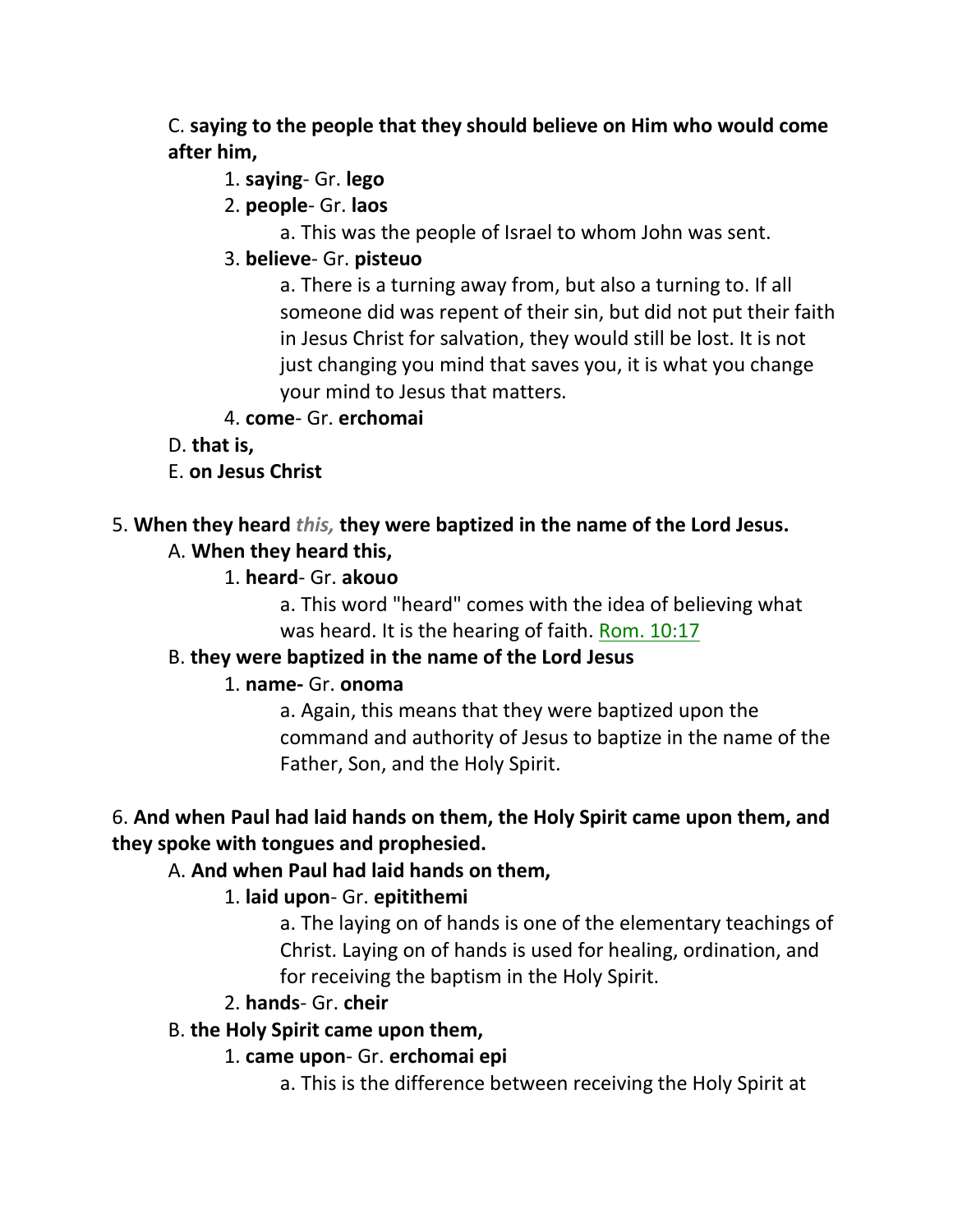C. **saying to the people that they should believe on Him who would come after him,**

1. **saying**- Gr. **lego**

2. **people**- Gr. **laos**

   a. This was the people of Israel to whom John was sent.

3. **believe**- Gr. **pisteuo**

   a. There is a turning away from, but also a turning to. If all someone did was repent of their sin, but did not put their faith in Jesus Christ for salvation, they would still be lost. It is not just changing you mind that saves you, it is what you change your mind to Jesus that matters.

4. **come**- Gr. **erchomai**

D. **that is,**

E. **on Jesus Christ**

5. **When they heard** ***this,*** **they were baptized in the name of the Lord Jesus.**

A. **When they heard this,**

1. **heard**- Gr. **akouo**

   a. This word "heard" comes with the idea of believing what was heard. It is the hearing of faith. Rom. 10:17

B. **they were baptized in the name of the Lord Jesus**

1. **name-** Gr. **onoma**

   a. Again, this means that they were baptized upon the command and authority of Jesus to baptize in the name of the Father, Son, and the Holy Spirit.

6. **And when Paul had laid hands on them, the Holy Spirit came upon them, and they spoke with tongues and prophesied.**

A. **And when Paul had laid hands on them,**

1. **laid upon**- Gr. **epitithemi**

   a. The laying on of hands is one of the elementary teachings of Christ. Laying on of hands is used for healing, ordination, and for receiving the baptism in the Holy Spirit.

2. **hands**- Gr. **cheir**

B. **the Holy Spirit came upon them,**

1. **came upon**- Gr. **erchomai epi**

   a. This is the difference between receiving the Holy Spirit at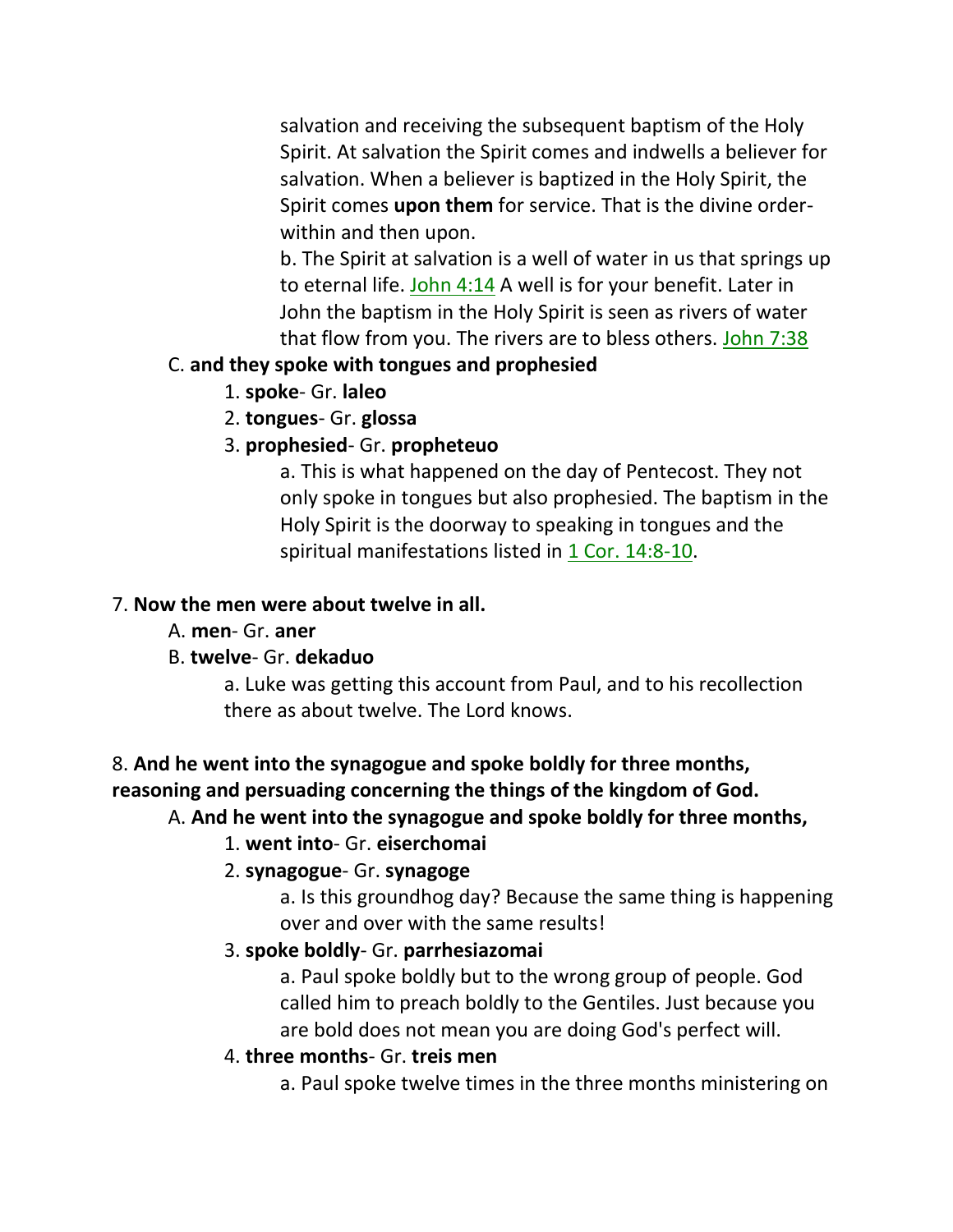salvation and receiving the subsequent baptism of the Holy Spirit. At salvation the Spirit comes and indwells a believer for salvation. When a believer is baptized in the Holy Spirit, the Spirit comes **upon them** for service. That is the divine order- within and then upon.

b. The Spirit at salvation is a well of water in us that springs up to eternal life. John 4:14 A well is for your benefit. Later in John the baptism in the Holy Spirit is seen as rivers of water that flow from you. The rivers are to bless others. John 7:38

C. **and they spoke with tongues and prophesied**

1. **spoke**- Gr. **laleo**
2. **tongues**- Gr. **glossa**
3. **prophesied**- Gr. **propheteuo**

a. This is what happened on the day of Pentecost. They not only spoke in tongues but also prophesied. The baptism in the Holy Spirit is the doorway to speaking in tongues and the spiritual manifestations listed in 1 Cor. 14:8-10.

7. **Now the men were about twelve in all.**

A. **men**- Gr. **aner**

B. **twelve**- Gr. **dekaduo**

a. Luke was getting this account from Paul, and to his recollection there as about twelve. The Lord knows.

8. **And he went into the synagogue and spoke boldly for three months, reasoning and persuading concerning the things of the kingdom of God.**

A. **And he went into the synagogue and spoke boldly for three months,**

1. **went into**- Gr. **eiserchomai**
2. **synagogue**- Gr. **synagoge**

a. Is this groundhog day? Because the same thing is happening over and over with the same results!

3. **spoke boldly**- Gr. **parrhesiazomai**

a. Paul spoke boldly but to the wrong group of people. God called him to preach boldly to the Gentiles. Just because you are bold does not mean you are doing God's perfect will.

4. **three months**- Gr. **treis men**

a. Paul spoke twelve times in the three months ministering on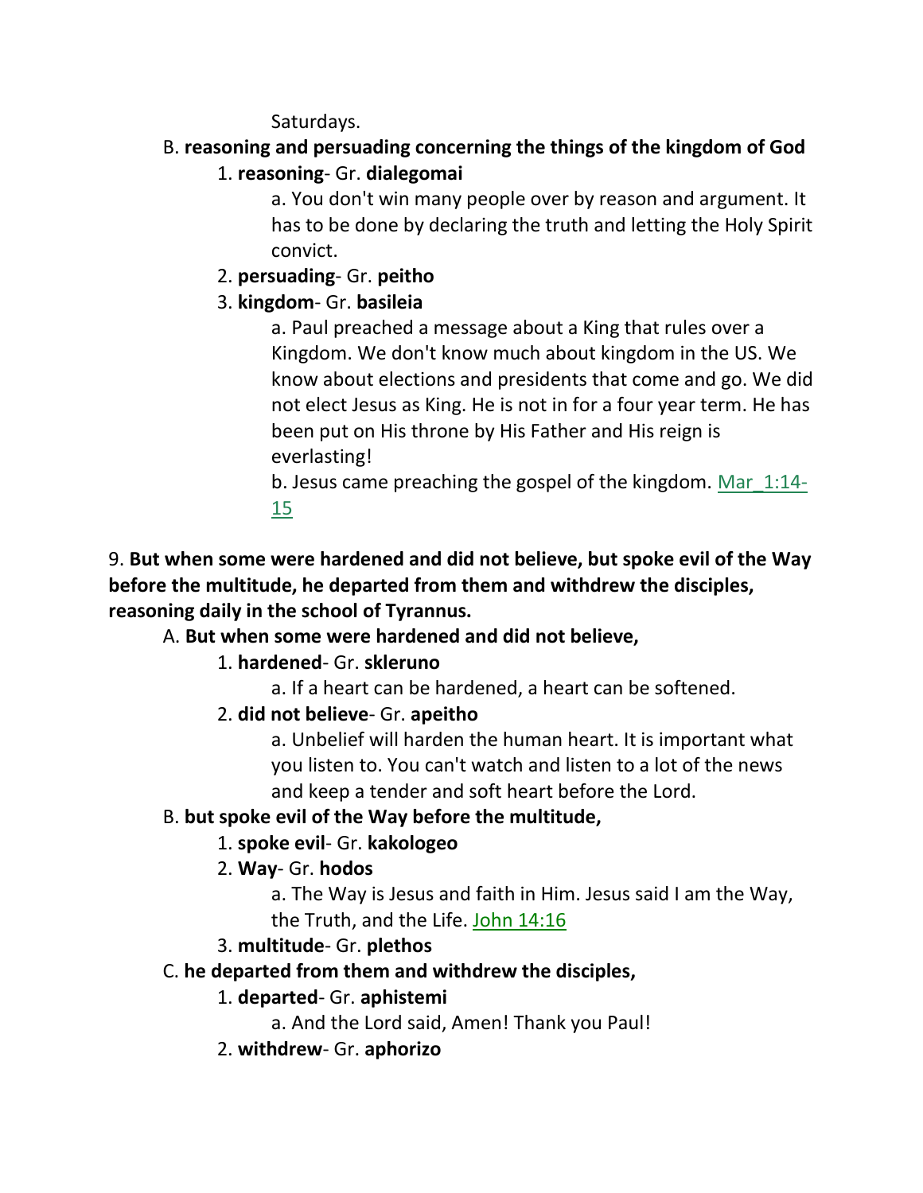Saturdays.

B. **reasoning and persuading concerning the things of the kingdom of God**

1. **reasoning**- Gr. **dialegomai**

a. You don't win many people over by reason and argument. It has to be done by declaring the truth and letting the Holy Spirit convict.

2. **persuading**- Gr. **peitho**

3. **kingdom**- Gr. **basileia**

a. Paul preached a message about a King that rules over a Kingdom. We don't know much about kingdom in the US. We know about elections and presidents that come and go. We did not elect Jesus as King. He is not in for a four year term. He has been put on His throne by His Father and His reign is everlasting!

b. Jesus came preaching the gospel of the kingdom. Mar_1:14-15

9. **But when some were hardened and did not believe, but spoke evil of the Way before the multitude, he departed from them and withdrew the disciples, reasoning daily in the school of Tyrannus.**

A. **But when some were hardened and did not believe,**

1. **hardened**- Gr. **skleruno**

a. If a heart can be hardened, a heart can be softened.

2. **did not believe**- Gr. **apeitho**

a. Unbelief will harden the human heart. It is important what you listen to. You can't watch and listen to a lot of the news and keep a tender and soft heart before the Lord.

B. **but spoke evil of the Way before the multitude,**

1. **spoke evil**- Gr. **kakologeo**

2. **Way**- Gr. **hodos**

a. The Way is Jesus and faith in Him. Jesus said I am the Way, the Truth, and the Life. John 14:16

3. **multitude**- Gr. **plethos**

C. **he departed from them and withdrew the disciples,**

1. **departed**- Gr. **aphistemi**

a. And the Lord said, Amen! Thank you Paul!

2. **withdrew**- Gr. **aphorizo**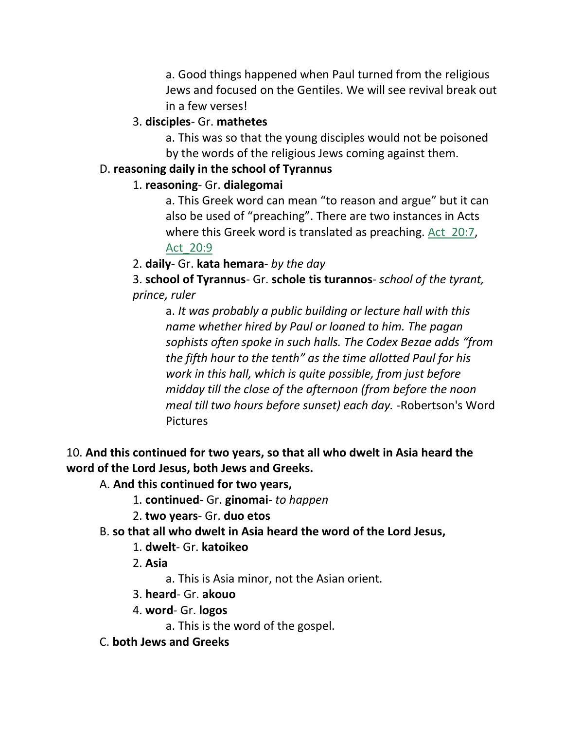a. Good things happened when Paul turned from the religious Jews and focused on the Gentiles. We will see revival break out in a few verses!

3. **disciples**- Gr. **mathetes**

a. This was so that the young disciples would not be poisoned by the words of the religious Jews coming against them.

D. **reasoning daily in the school of Tyrannus**

1. **reasoning**- Gr. **dialegomai**

a. This Greek word can mean "to reason and argue" but it can also be used of "preaching". There are two instances in Acts where this Greek word is translated as preaching. Act_20:7, Act_20:9

2. **daily**- Gr. **kata hemara**- *by the day*

3. **school of Tyrannus**- Gr. **schole tis turannos**- *school of the tyrant, prince, ruler*

a. *It was probably a public building or lecture hall with this name whether hired by Paul or loaned to him. The pagan sophists often spoke in such halls. The Codex Bezae adds "from the fifth hour to the tenth" as the time allotted Paul for his work in this hall, which is quite possible, from just before midday till the close of the afternoon (from before the noon meal till two hours before sunset) each day.* -Robertson's Word Pictures

10. **And this continued for two years, so that all who dwelt in Asia heard the word of the Lord Jesus, both Jews and Greeks.**

A. **And this continued for two years,**

1. **continued**- Gr. **ginomai**- *to happen*

2. **two years**- Gr. **duo etos**

B. **so that all who dwelt in Asia heard the word of the Lord Jesus,**

1. **dwelt**- Gr. **katoikeo**

2. **Asia**

a. This is Asia minor, not the Asian orient.

3. **heard**- Gr. **akouo**

4. **word**- Gr. **logos**

a. This is the word of the gospel.

C. **both Jews and Greeks**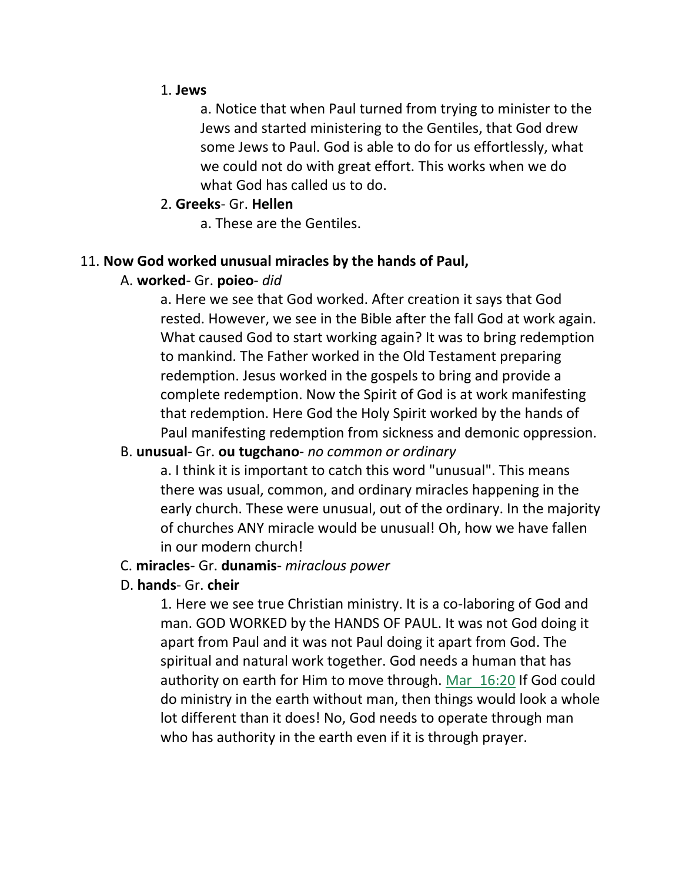1. **Jews**

   a. Notice that when Paul turned from trying to minister to the Jews and started ministering to the Gentiles, that God drew some Jews to Paul. God is able to do for us effortlessly, what we could not do with great effort. This works when we do what God has called us to do.

2. **Greeks**- Gr. **Hellen**

   a. These are the Gentiles.

11. **Now God worked unusual miracles by the hands of Paul,**

A. **worked**- Gr. **poieo**- *did*

a. Here we see that God worked. After creation it says that God rested. However, we see in the Bible after the fall God at work again. What caused God to start working again? It was to bring redemption to mankind. The Father worked in the Old Testament preparing redemption. Jesus worked in the gospels to bring and provide a complete redemption. Now the Spirit of God is at work manifesting that redemption. Here God the Holy Spirit worked by the hands of Paul manifesting redemption from sickness and demonic oppression.

B. **unusual**- Gr. **ou tugchano**- *no common or ordinary*

a. I think it is important to catch this word "unusual". This means there was usual, common, and ordinary miracles happening in the early church. These were unusual, out of the ordinary. In the majority of churches ANY miracle would be unusual! Oh, how we have fallen in our modern church!

C. **miracles**- Gr. **dunamis**- *miraclous power*

D. **hands**- Gr. **cheir**

1. Here we see true Christian ministry. It is a co-laboring of God and man. GOD WORKED by the HANDS OF PAUL. It was not God doing it apart from Paul and it was not Paul doing it apart from God. The spiritual and natural work together. God needs a human that has authority on earth for Him to move through. Mar 16:20 If God could do ministry in the earth without man, then things would look a whole lot different than it does! No, God needs to operate through man who has authority in the earth even if it is through prayer.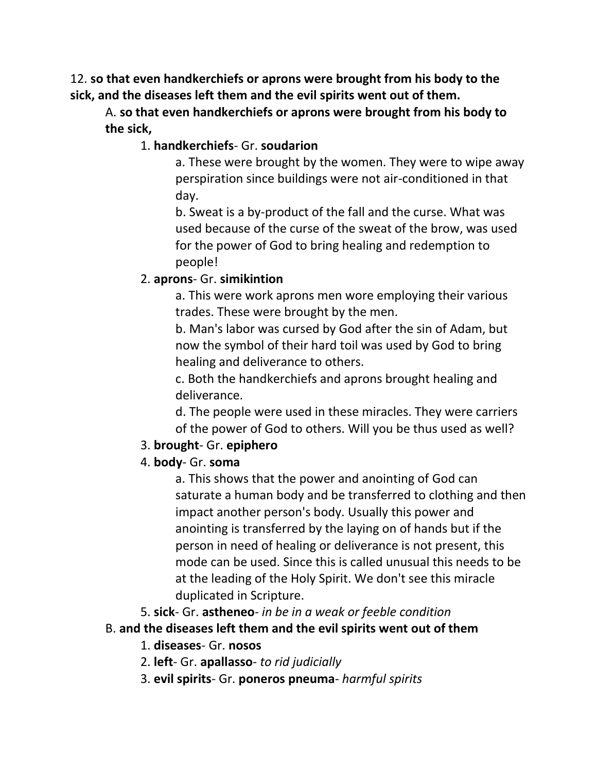12. **so that even handkerchiefs or aprons were brought from his body to the sick, and the diseases left them and the evil spirits went out of them.**

A. **so that even handkerchiefs or aprons were brought from his body to the sick,**

1. **handkerchiefs**- Gr. **soudarion**

a. These were brought by the women. They were to wipe away perspiration since buildings were not air-conditioned in that day.

b. Sweat is a by-product of the fall and the curse. What was used because of the curse of the sweat of the brow, was used for the power of God to bring healing and redemption to people!

2. **aprons**- Gr. **simikintion**

a. This were work aprons men wore employing their various trades. These were brought by the men.

b. Man's labor was cursed by God after the sin of Adam, but now the symbol of their hard toil was used by God to bring healing and deliverance to others.

c. Both the handkerchiefs and aprons brought healing and deliverance.

d. The people were used in these miracles. They were carriers of the power of God to others. Will you be thus used as well?

3. **brought**- Gr. **epiphero**

4. **body**- Gr. **soma**

a. This shows that the power and anointing of God can saturate a human body and be transferred to clothing and then impact another person's body. Usually this power and anointing is transferred by the laying on of hands but if the person in need of healing or deliverance is not present, this mode can be used. Since this is called unusual this needs to be at the leading of the Holy Spirit. We don't see this miracle duplicated in Scripture.

5. **sick**- Gr. **astheneo**- *in be in a weak or feeble condition*

B. **and the diseases left them and the evil spirits went out of them**

1. **diseases**- Gr. **nosos**

2. **left**- Gr. **apallasso**- *to rid judicially*

3. **evil spirits**- Gr. **poneros pneuma**- *harmful spirits*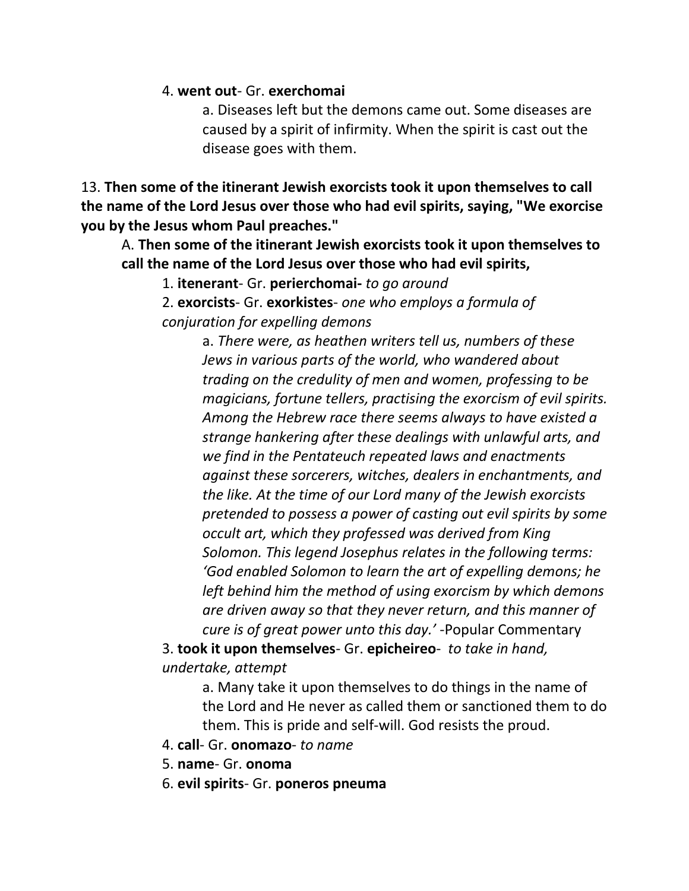4. **went out**- Gr. **exerchomai**

a. Diseases left but the demons came out. Some diseases are caused by a spirit of infirmity. When the spirit is cast out the disease goes with them.

13. **Then some of the itinerant Jewish exorcists took it upon themselves to call the name of the Lord Jesus over those who had evil spirits, saying, "We exorcise you by the Jesus whom Paul preaches."**

A. **Then some of the itinerant Jewish exorcists took it upon themselves to call the name of the Lord Jesus over those who had evil spirits,**

1. **itenerant**- Gr. **perierchomai-** *to go around*

2. **exorcists**- Gr. **exorkistes**- *one who employs a formula of conjuration for expelling demons*

a. *There were, as heathen writers tell us, numbers of these Jews in various parts of the world, who wandered about trading on the credulity of men and women, professing to be magicians, fortune tellers, practising the exorcism of evil spirits. Among the Hebrew race there seems always to have existed a strange hankering after these dealings with unlawful arts, and we find in the Pentateuch repeated laws and enactments against these sorcerers, witches, dealers in enchantments, and the like. At the time of our Lord many of the Jewish exorcists pretended to possess a power of casting out evil spirits by some occult art, which they professed was derived from King Solomon. This legend Josephus relates in the following terms: 'God enabled Solomon to learn the art of expelling demons; he left behind him the method of using exorcism by which demons are driven away so that they never return, and this manner of cure is of great power unto this day.'* -Popular Commentary

3. **took it upon themselves**- Gr. **epicheireo**- *to take in hand, undertake, attempt*

a. Many take it upon themselves to do things in the name of the Lord and He never as called them or sanctioned them to do them. This is pride and self-will. God resists the proud.

4. **call**- Gr. **onomazo**- *to name*

5. **name**- Gr. **onoma**

6. **evil spirits**- Gr. **poneros pneuma**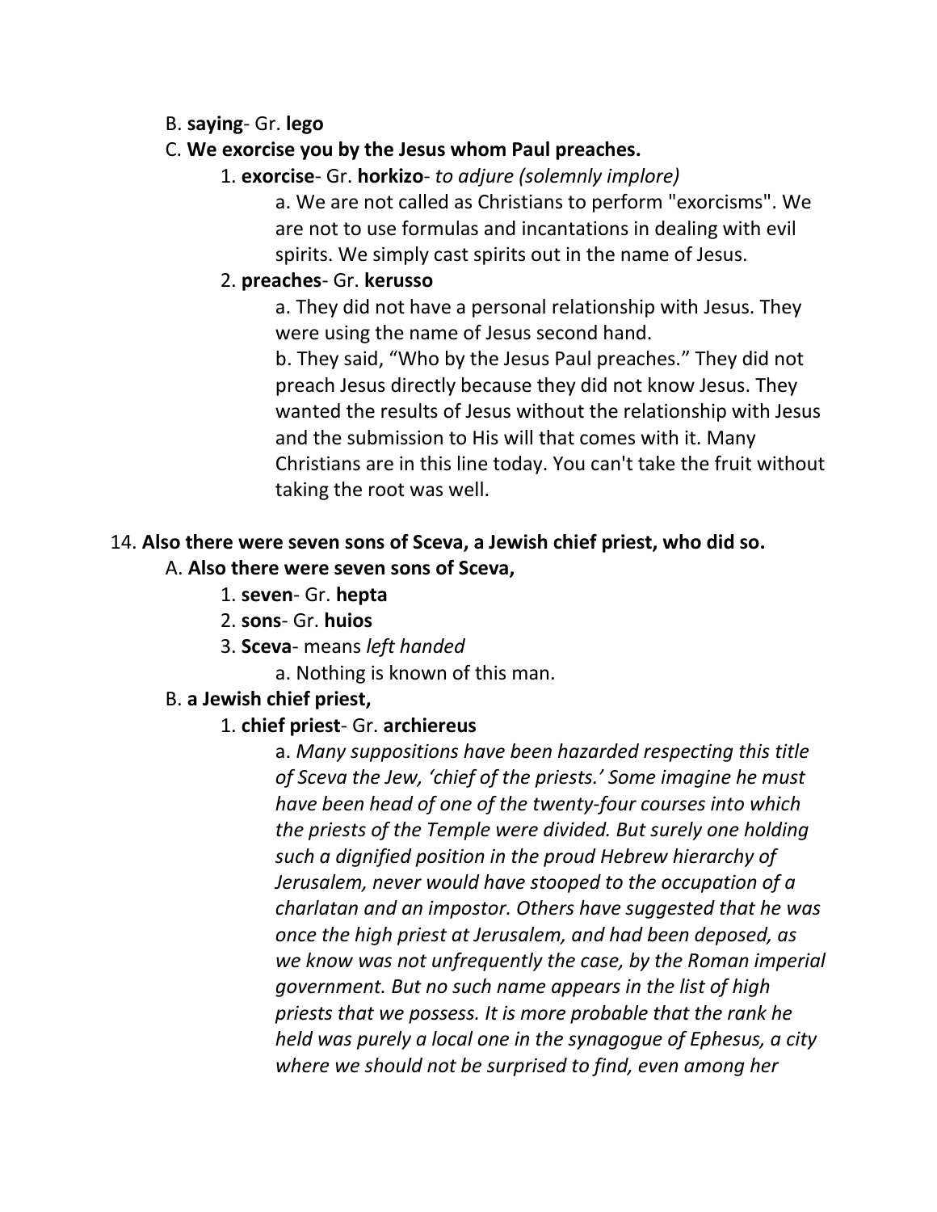B. **saying**- Gr. **lego**

C. **We exorcise you by the Jesus whom Paul preaches.**

1. **exorcise**- Gr. **horkizo**- *to adjure (solemnly implore)*

a. We are not called as Christians to perform "exorcisms". We are not to use formulas and incantations in dealing with evil spirits. We simply cast spirits out in the name of Jesus.

2. **preaches**- Gr. **kerusso**

a. They did not have a personal relationship with Jesus. They were using the name of Jesus second hand.

b. They said, "Who by the Jesus Paul preaches." They did not preach Jesus directly because they did not know Jesus. They wanted the results of Jesus without the relationship with Jesus and the submission to His will that comes with it. Many Christians are in this line today. You can't take the fruit without taking the root was well.

14. **Also there were seven sons of Sceva, a Jewish chief priest, who did so.**

A. **Also there were seven sons of Sceva,**

1. **seven**- Gr. **hepta**

2. **sons**- Gr. **huios**

3. **Sceva**- means *left handed*

a. Nothing is known of this man.

B. **a Jewish chief priest,**

1. **chief priest**- Gr. **archiereus**

a. *Many suppositions have been hazarded respecting this title of Sceva the Jew, 'chief of the priests.' Some imagine he must have been head of one of the twenty-four courses into which the priests of the Temple were divided. But surely one holding such a dignified position in the proud Hebrew hierarchy of Jerusalem, never would have stooped to the occupation of a charlatan and an impostor. Others have suggested that he was once the high priest at Jerusalem, and had been deposed, as we know was not unfrequently the case, by the Roman imperial government. But no such name appears in the list of high priests that we possess. It is more probable that the rank he held was purely a local one in the synagogue of Ephesus, a city where we should not be surprised to find, even among her*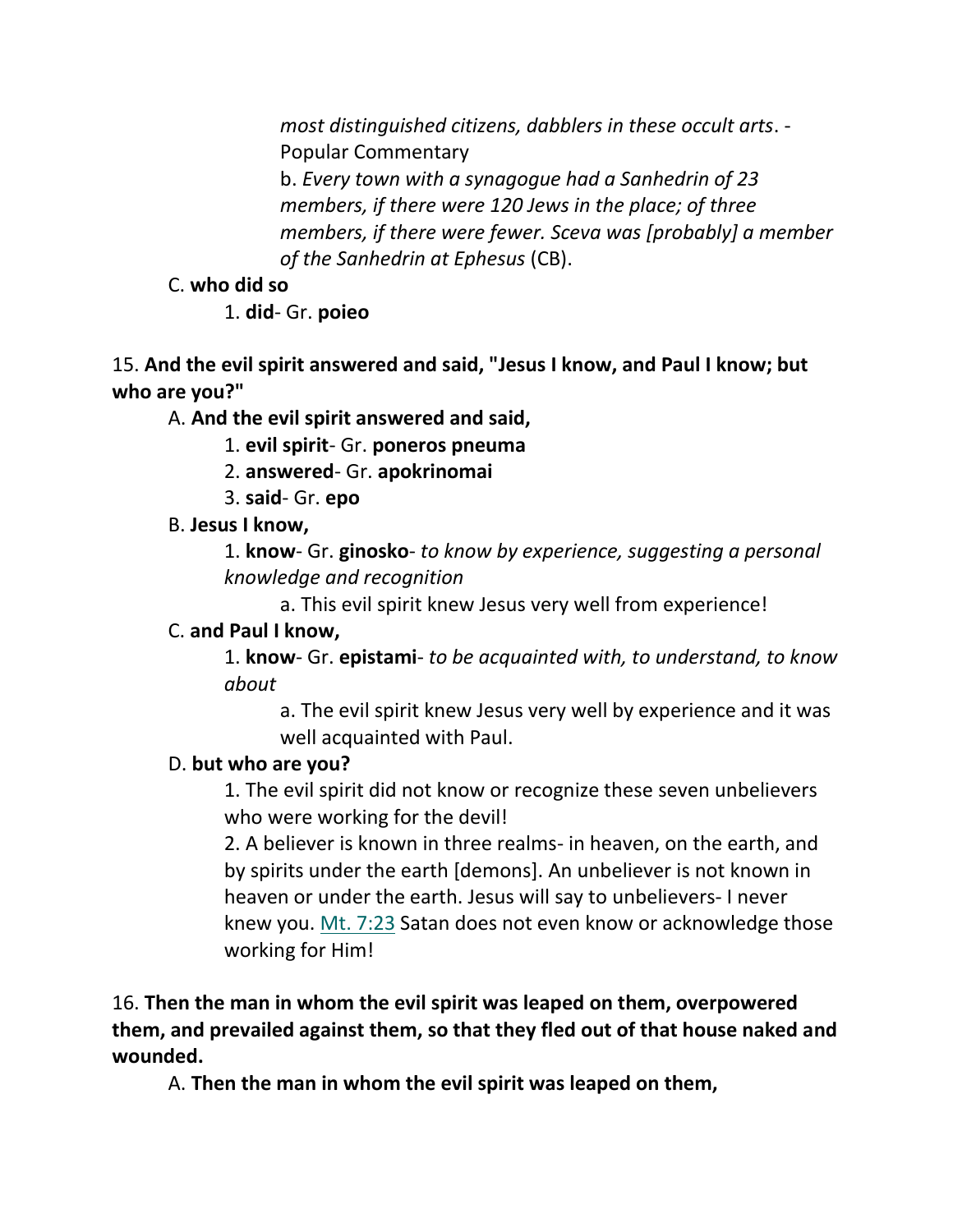*most distinguished citizens, dabblers in these occult arts*. - Popular Commentary

b. *Every town with a synagogue had a Sanhedrin of 23 members, if there were 120 Jews in the place; of three members, if there were fewer. Sceva was [probably] a member of the Sanhedrin at Ephesus* (CB).

C. **who did so**

1. **did**- Gr. **poieo**

15. **And the evil spirit answered and said, "Jesus I know, and Paul I know; but who are you?"**

A. **And the evil spirit answered and said,**

1. **evil spirit**- Gr. **poneros pneuma**

2. **answered**- Gr. **apokrinomai**

3. **said**- Gr. **epo**

B. **Jesus I know,**

1. **know**- Gr. **ginosko**- *to know by experience, suggesting a personal knowledge and recognition*

a. This evil spirit knew Jesus very well from experience!

C. **and Paul I know,**

1. **know**- Gr. **epistami**- *to be acquainted with, to understand, to know about*

a. The evil spirit knew Jesus very well by experience and it was well acquainted with Paul.

D. **but who are you?**

1. The evil spirit did not know or recognize these seven unbelievers who were working for the devil!

2. A believer is known in three realms- in heaven, on the earth, and by spirits under the earth [demons]. An unbeliever is not known in heaven or under the earth. Jesus will say to unbelievers- I never knew you. Mt. 7:23 Satan does not even know or acknowledge those working for Him!

16. **Then the man in whom the evil spirit was leaped on them, overpowered them, and prevailed against them, so that they fled out of that house naked and wounded.**

A. **Then the man in whom the evil spirit was leaped on them,**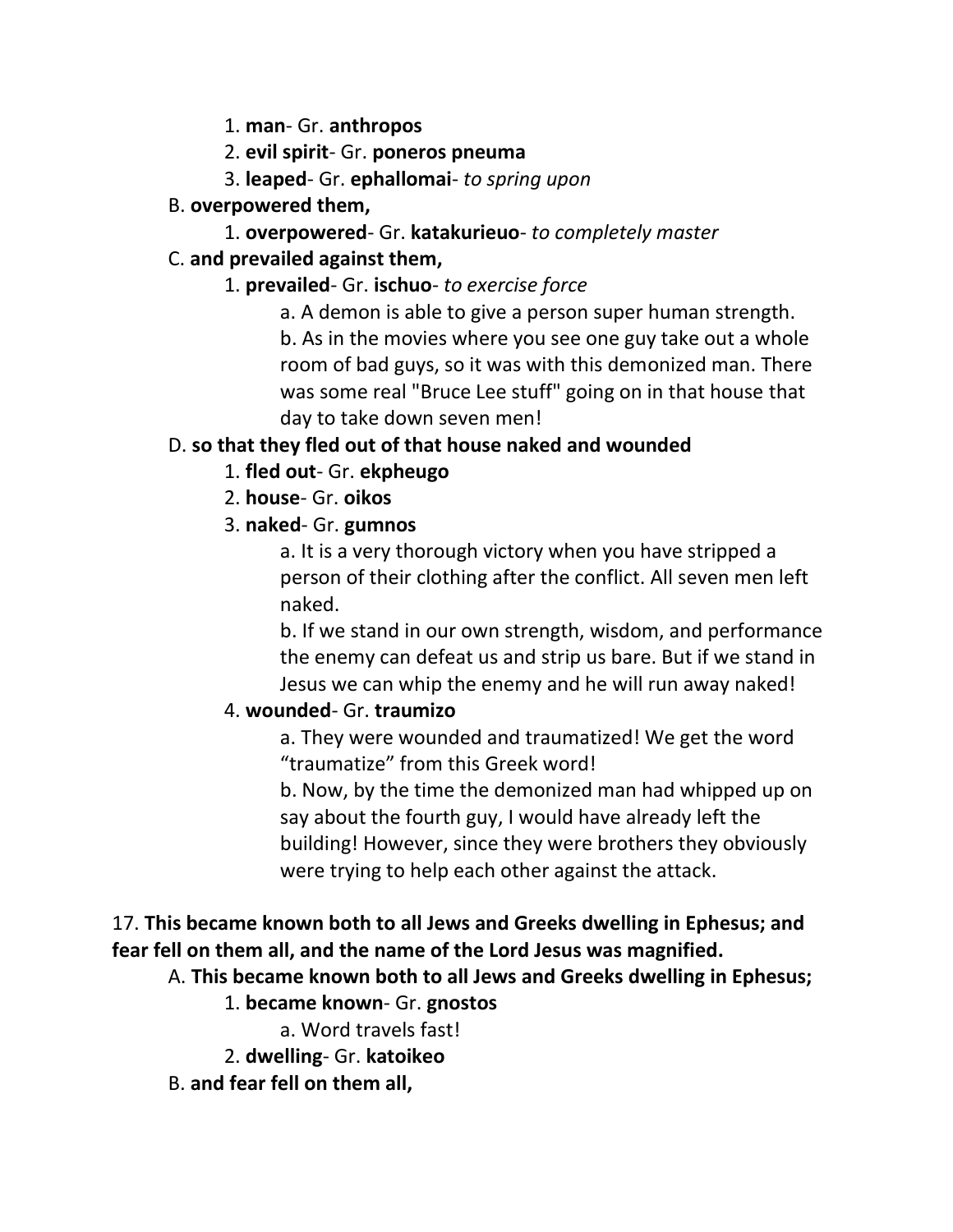1. **man**- Gr. **anthropos**
2. **evil spirit**- Gr. **poneros pneuma**
3. **leaped**- Gr. **ephallomai**- *to spring upon*

B. **overpowered them,**

1. **overpowered**- Gr. **katakurieuo**- *to completely master*

C. **and prevailed against them,**

1. **prevailed**- Gr. **ischuo**- *to exercise force*

a. A demon is able to give a person super human strength.

b. As in the movies where you see one guy take out a whole room of bad guys, so it was with this demonized man. There was some real "Bruce Lee stuff" going on in that house that day to take down seven men!

D. **so that they fled out of that house naked and wounded**

1. **fled out**- Gr. **ekpheugo**
2. **house**- Gr. **oikos**
3. **naked**- Gr. **gumnos**

a. It is a very thorough victory when you have stripped a person of their clothing after the conflict. All seven men left naked.

b. If we stand in our own strength, wisdom, and performance the enemy can defeat us and strip us bare. But if we stand in Jesus we can whip the enemy and he will run away naked!

4. **wounded**- Gr. **traumizo**

a. They were wounded and traumatized! We get the word "traumatize" from this Greek word!

b. Now, by the time the demonized man had whipped up on say about the fourth guy, I would have already left the building! However, since they were brothers they obviously were trying to help each other against the attack.

17. **This became known both to all Jews and Greeks dwelling in Ephesus; and fear fell on them all, and the name of the Lord Jesus was magnified.**

A. **This became known both to all Jews and Greeks dwelling in Ephesus;**

1. **became known**- Gr. **gnostos**

a. Word travels fast!

2. **dwelling**- Gr. **katoikeo**

B. **and fear fell on them all,**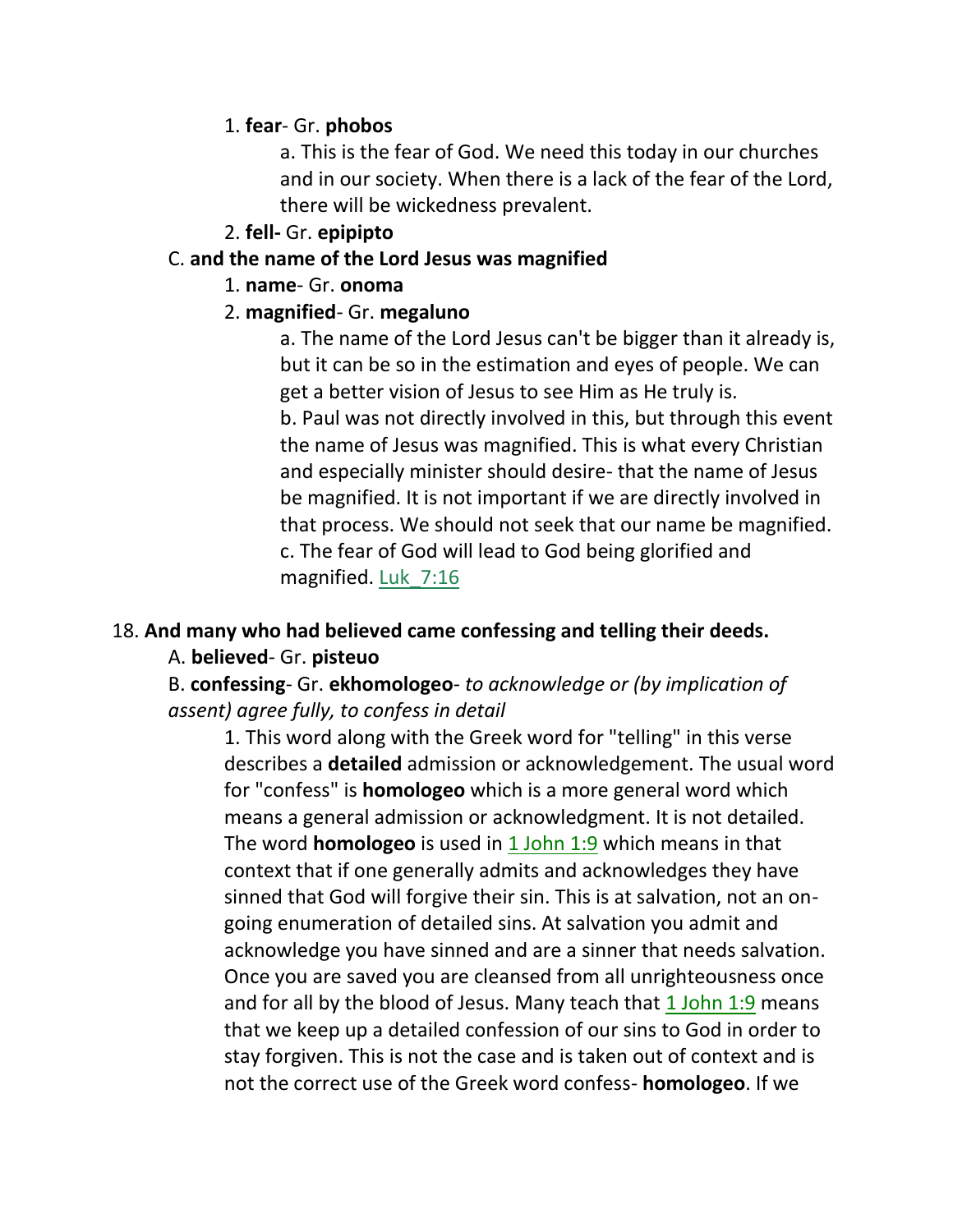1. **fear**- Gr. **phobos**

    a. This is the fear of God. We need this today in our churches and in our society. When there is a lack of the fear of the Lord, there will be wickedness prevalent.

2. **fell-** Gr. **epipipto**

C. **and the name of the Lord Jesus was magnified**

1. **name**- Gr. **onoma**
2. **magnified**- Gr. **megaluno**

    a. The name of the Lord Jesus can't be bigger than it already is, but it can be so in the estimation and eyes of people. We can get a better vision of Jesus to see Him as He truly is.
    b. Paul was not directly involved in this, but through this event the name of Jesus was magnified. This is what every Christian and especially minister should desire- that the name of Jesus be magnified. It is not important if we are directly involved in that process. We should not seek that our name be magnified.
    c. The fear of God will lead to God being glorified and magnified. Luk_7:16

18. **And many who had believed came confessing and telling their deeds.**

A. **believed**- Gr. **pisteuo**

B. **confessing**- Gr. **ekhomologeo**- *to acknowledge or (by implication of assent) agree fully, to confess in detail*

1. This word along with the Greek word for "telling" in this verse describes a **detailed** admission or acknowledgement. The usual word for "confess" is **homologeo** which is a more general word which means a general admission or acknowledgment. It is not detailed. The word **homologeo** is used in 1 John 1:9 which means in that context that if one generally admits and acknowledges they have sinned that God will forgive their sin. This is at salvation, not an on-going enumeration of detailed sins. At salvation you admit and acknowledge you have sinned and are a sinner that needs salvation. Once you are saved you are cleansed from all unrighteousness once and for all by the blood of Jesus. Many teach that 1 John 1:9 means that we keep up a detailed confession of our sins to God in order to stay forgiven. This is not the case and is taken out of context and is not the correct use of the Greek word confess- **homologeo**. If we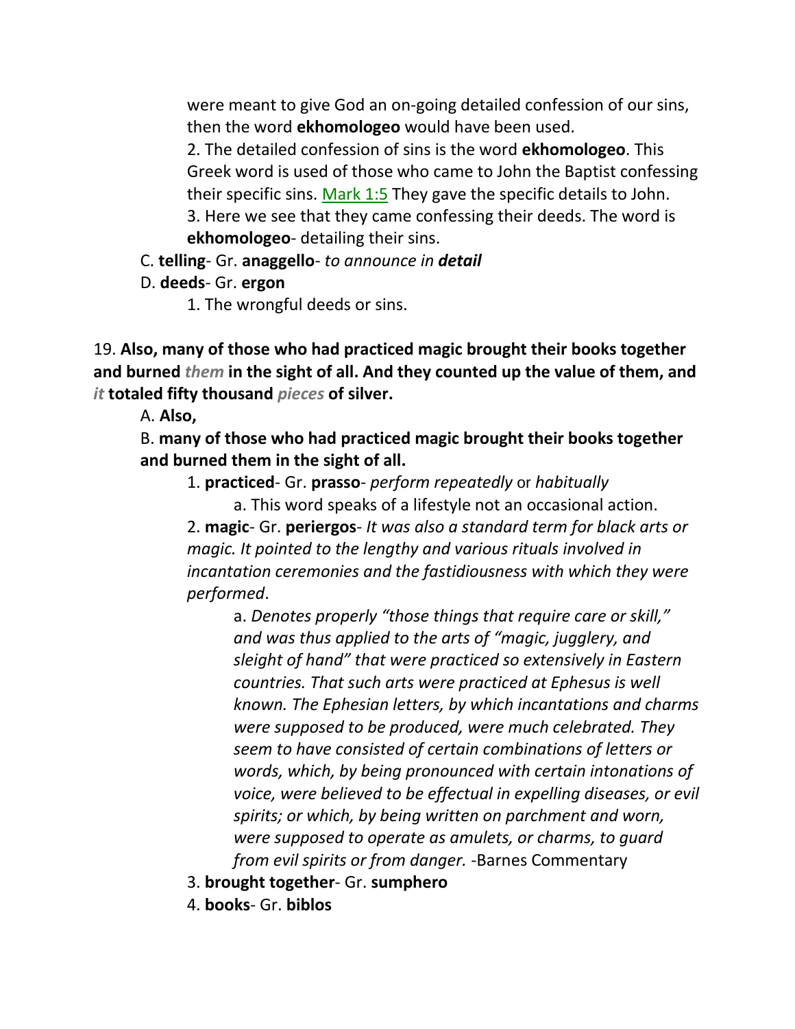were meant to give God an on-going detailed confession of our sins, then the word **ekhomologeo** would have been used.

2. The detailed confession of sins is the word **ekhomologeo**. This Greek word is used of those who came to John the Baptist confessing their specific sins. Mark 1:5 They gave the specific details to John.

3. Here we see that they came confessing their deeds. The word is **ekhomologeo**- detailing their sins.

C. **telling**- Gr. **anaggello**- *to announce in **detail***

D. **deeds**- Gr. **ergon**

1. The wrongful deeds or sins.

19. **Also, many of those who had practiced magic brought their books together and burned *them* in the sight of all. And they counted up the value of them, and *it* totaled fifty thousand *pieces* of silver.**

A. **Also,**

B. **many of those who had practiced magic brought their books together and burned them in the sight of all.**

1. **practiced**- Gr. **prasso**- *perform repeatedly* or *habitually*

a. This word speaks of a lifestyle not an occasional action.

2. **magic**- Gr. **periergos**- *It was also a standard term for black arts or magic. It pointed to the lengthy and various rituals involved in incantation ceremonies and the fastidiousness with which they were performed*.

a. *Denotes properly "those things that require care or skill," and was thus applied to the arts of "magic, jugglery, and sleight of hand" that were practiced so extensively in Eastern countries. That such arts were practiced at Ephesus is well known. The Ephesian letters, by which incantations and charms were supposed to be produced, were much celebrated. They seem to have consisted of certain combinations of letters or words, which, by being pronounced with certain intonations of voice, were believed to be effectual in expelling diseases, or evil spirits; or which, by being written on parchment and worn, were supposed to operate as amulets, or charms, to guard from evil spirits or from danger.* -Barnes Commentary

3. **brought together**- Gr. **sumphero**

4. **books**- Gr. **biblos**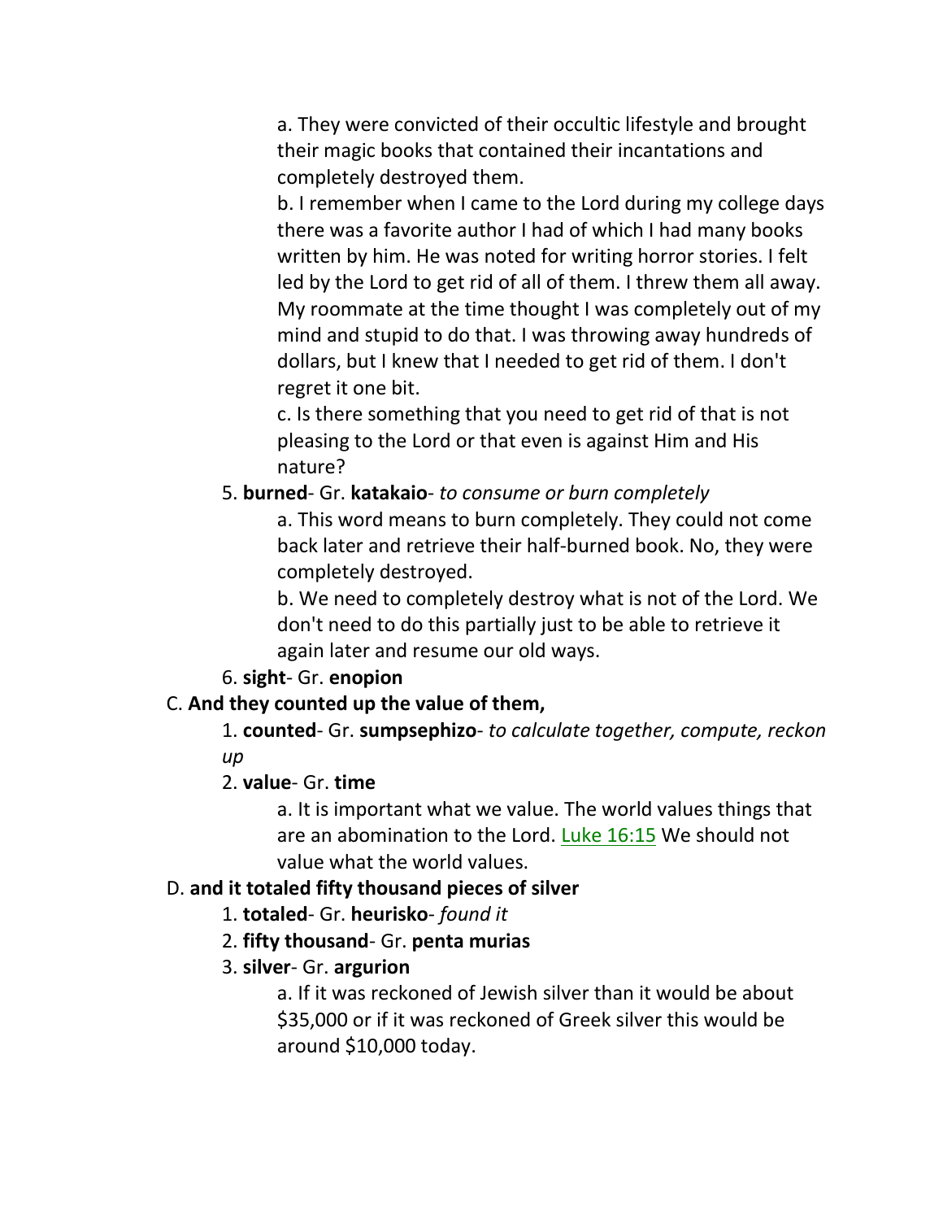a. They were convicted of their occultic lifestyle and brought their magic books that contained their incantations and completely destroyed them.

b. I remember when I came to the Lord during my college days there was a favorite author I had of which I had many books written by him. He was noted for writing horror stories. I felt led by the Lord to get rid of all of them. I threw them all away. My roommate at the time thought I was completely out of my mind and stupid to do that. I was throwing away hundreds of dollars, but I knew that I needed to get rid of them. I don't regret it one bit.

c. Is there something that you need to get rid of that is not pleasing to the Lord or that even is against Him and His nature?

5. **burned**- Gr. **katakaio**- *to consume or burn completely*

a. This word means to burn completely. They could not come back later and retrieve their half-burned book. No, they were completely destroyed.

b. We need to completely destroy what is not of the Lord. We don't need to do this partially just to be able to retrieve it again later and resume our old ways.

6. **sight**- Gr. **enopion**

C. **And they counted up the value of them,**

1. **counted**- Gr. **sumpsephizo**- *to calculate together, compute, reckon up*

2. **value**- Gr. **time**

a. It is important what we value. The world values things that are an abomination to the Lord. Luke 16:15 We should not value what the world values.

D. **and it totaled fifty thousand pieces of silver**

1. **totaled**- Gr. **heurisko**- *found it*

2. **fifty thousand**- Gr. **penta murias**

3. **silver**- Gr. **argurion**

a. If it was reckoned of Jewish silver than it would be about $35,000 or if it was reckoned of Greek silver this would be around $10,000 today.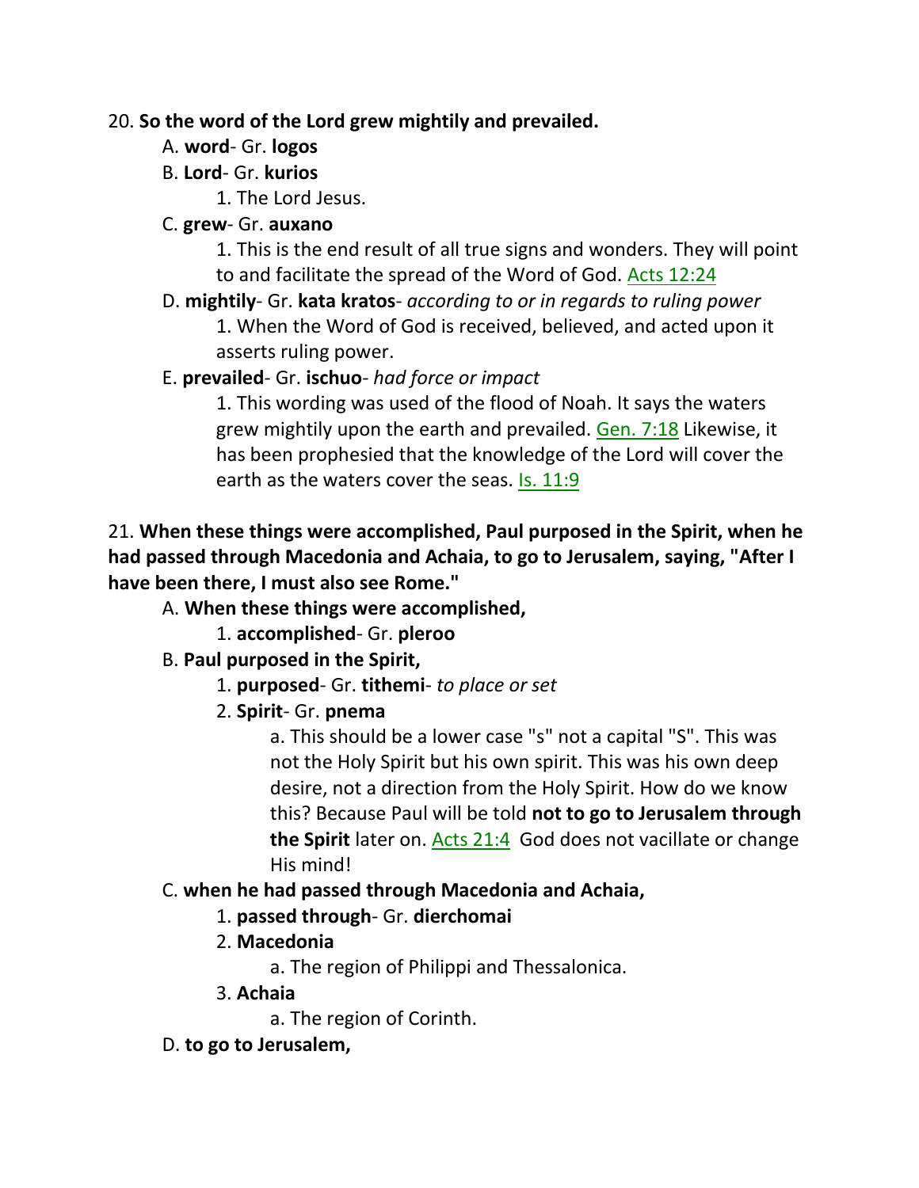20. **So the word of the Lord grew mightily and prevailed.**

A. **word**- Gr. **logos**

B. **Lord**- Gr. **kurios**

1. The Lord Jesus.

C. **grew**- Gr. **auxano**

1. This is the end result of all true signs and wonders. They will point to and facilitate the spread of the Word of God. Acts 12:24

D. **mightily**- Gr. **kata kratos**- *according to or in regards to ruling power*

1. When the Word of God is received, believed, and acted upon it asserts ruling power.

E. **prevailed**- Gr. **ischuo**- *had force or impact*

1. This wording was used of the flood of Noah. It says the waters grew mightily upon the earth and prevailed. Gen. 7:18 Likewise, it has been prophesied that the knowledge of the Lord will cover the earth as the waters cover the seas. Is. 11:9

21. **When these things were accomplished, Paul purposed in the Spirit, when he had passed through Macedonia and Achaia, to go to Jerusalem, saying, "After I have been there, I must also see Rome."**

A. **When these things were accomplished,**

1. **accomplished**- Gr. **pleroo**

B. **Paul purposed in the Spirit,**

1. **purposed**- Gr. **tithemi**- *to place or set*

2. **Spirit**- Gr. **pnema**

a. This should be a lower case "s" not a capital "S". This was not the Holy Spirit but his own spirit. This was his own deep desire, not a direction from the Holy Spirit. How do we know this? Because Paul will be told **not to go to Jerusalem through the Spirit** later on. Acts 21:4 God does not vacillate or change His mind!

C. **when he had passed through Macedonia and Achaia,**

1. **passed through**- Gr. **dierchomai**

2. **Macedonia**

a. The region of Philippi and Thessalonica.

3. **Achaia**

a. The region of Corinth.

D. **to go to Jerusalem,**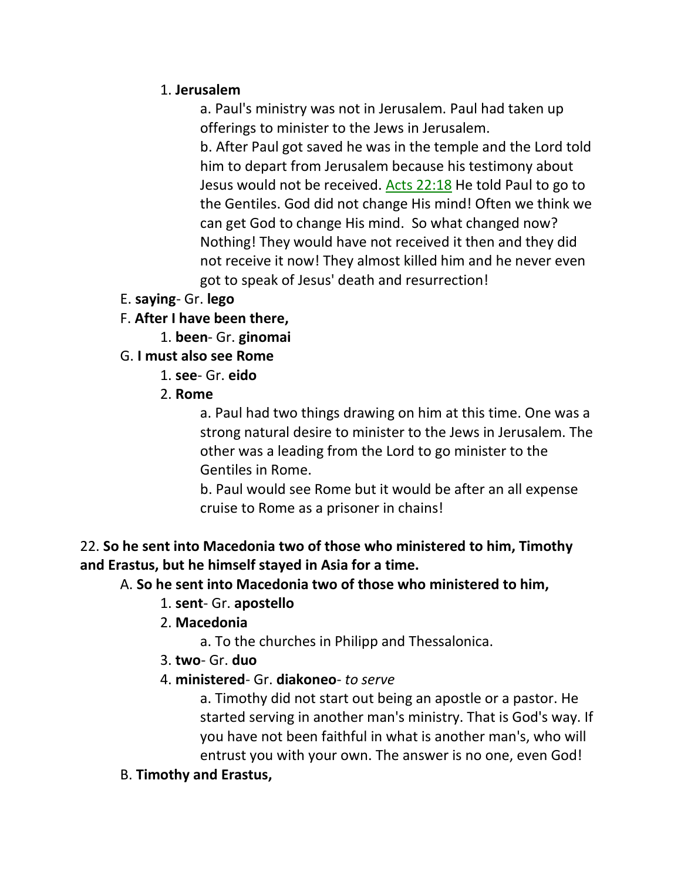1. **Jerusalem**

a. Paul's ministry was not in Jerusalem. Paul had taken up offerings to minister to the Jews in Jerusalem.

b. After Paul got saved he was in the temple and the Lord told him to depart from Jerusalem because his testimony about Jesus would not be received. Acts 22:18 He told Paul to go to the Gentiles. God did not change His mind! Often we think we can get God to change His mind. So what changed now? Nothing! They would have not received it then and they did not receive it now! They almost killed him and he never even got to speak of Jesus' death and resurrection!

E. **saying**- Gr. **lego**

F. **After I have been there,**

1. **been**- Gr. **ginomai**

G. **I must also see Rome**

1. **see**- Gr. **eido**

2. **Rome**

a. Paul had two things drawing on him at this time. One was a strong natural desire to minister to the Jews in Jerusalem. The other was a leading from the Lord to go minister to the Gentiles in Rome.

b. Paul would see Rome but it would be after an all expense cruise to Rome as a prisoner in chains!

22. **So he sent into Macedonia two of those who ministered to him, Timothy and Erastus, but he himself stayed in Asia for a time.**

A. **So he sent into Macedonia two of those who ministered to him,**

1. **sent**- Gr. **apostello**

2. **Macedonia**

a. To the churches in Philipp and Thessalonica.

3. **two**- Gr. **duo**

4. **ministered**- Gr. **diakoneo**- *to serve*

a. Timothy did not start out being an apostle or a pastor. He started serving in another man's ministry. That is God's way. If you have not been faithful in what is another man's, who will entrust you with your own. The answer is no one, even God!

B. **Timothy and Erastus,**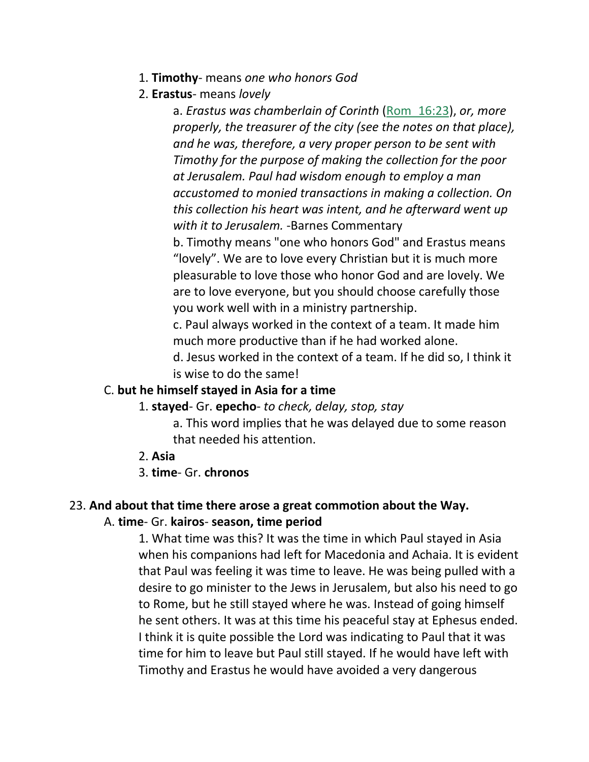1. **Timothy**- means *one who honors God*

2. **Erastus**- means *lovely*

    a. *Erastus was chamberlain of Corinth* (Rom 16:23), *or, more properly, the treasurer of the city (see the notes on that place), and he was, therefore, a very proper person to be sent with Timothy for the purpose of making the collection for the poor at Jerusalem. Paul had wisdom enough to employ a man accustomed to monied transactions in making a collection. On this collection his heart was intent, and he afterward went up with it to Jerusalem.* -Barnes Commentary

    b. Timothy means "one who honors God" and Erastus means "lovely". We are to love every Christian but it is much more pleasurable to love those who honor God and are lovely. We are to love everyone, but you should choose carefully those you work well with in a ministry partnership.

    c. Paul always worked in the context of a team. It made him much more productive than if he had worked alone.

    d. Jesus worked in the context of a team. If he did so, I think it is wise to do the same!

C. **but he himself stayed in Asia for a time**

1. **stayed**- Gr. **epecho**- *to check, delay, stop, stay*

    a. This word implies that he was delayed due to some reason that needed his attention.

2. **Asia**

3. **time**- Gr. **chronos**

23. **And about that time there arose a great commotion about the Way.**

A. **time**- Gr. **kairos**- **season, time period**

1. What time was this? It was the time in which Paul stayed in Asia when his companions had left for Macedonia and Achaia. It is evident that Paul was feeling it was time to leave. He was being pulled with a desire to go minister to the Jews in Jerusalem, but also his need to go to Rome, but he still stayed where he was. Instead of going himself he sent others. It was at this time his peaceful stay at Ephesus ended. I think it is quite possible the Lord was indicating to Paul that it was time for him to leave but Paul still stayed. If he would have left with Timothy and Erastus he would have avoided a very dangerous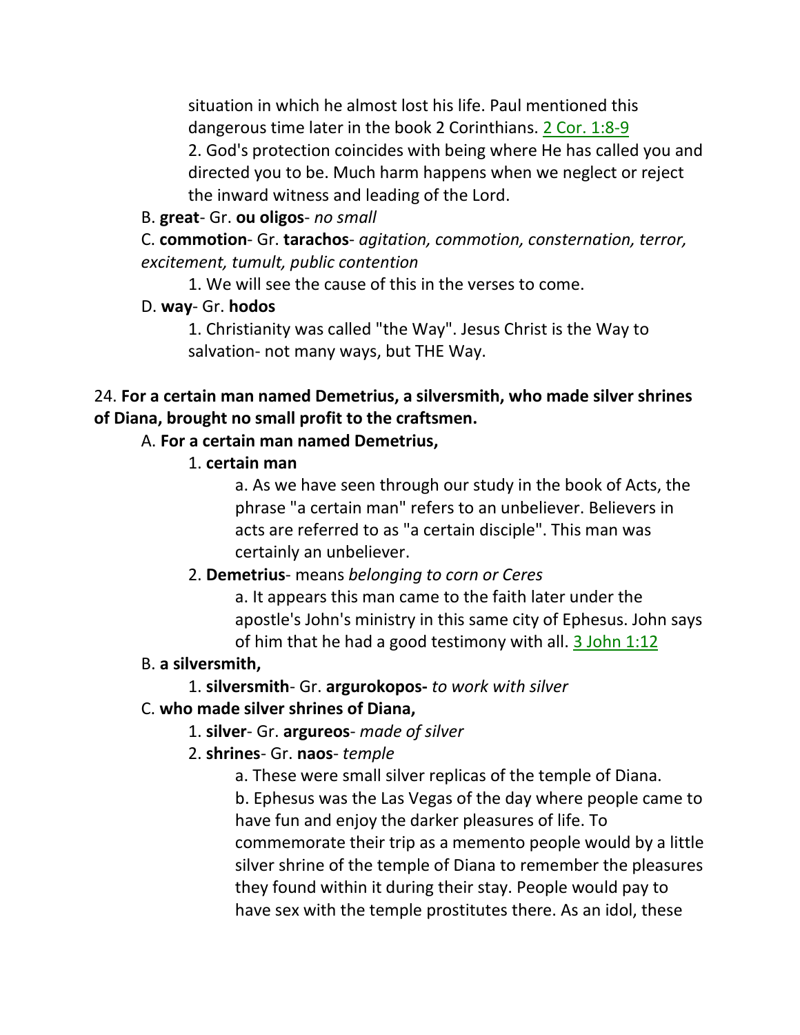situation in which he almost lost his life. Paul mentioned this dangerous time later in the book 2 Corinthians. 2 Cor. 1:8-9

2. God's protection coincides with being where He has called you and directed you to be. Much harm happens when we neglect or reject the inward witness and leading of the Lord.

B. **great**- Gr. **ou oligos**- *no small*

C. **commotion**- Gr. **tarachos**- *agitation, commotion, consternation, terror, excitement, tumult, public contention*

1. We will see the cause of this in the verses to come.

D. **way**- Gr. **hodos**

1. Christianity was called "the Way". Jesus Christ is the Way to salvation- not many ways, but THE Way.

24. **For a certain man named Demetrius, a silversmith, who made silver shrines of Diana, brought no small profit to the craftsmen.**

A. **For a certain man named Demetrius,**

1. **certain man**

a. As we have seen through our study in the book of Acts, the phrase "a certain man" refers to an unbeliever. Believers in acts are referred to as "a certain disciple". This man was certainly an unbeliever.

2. **Demetrius**- means *belonging to corn or Ceres*

a. It appears this man came to the faith later under the apostle's John's ministry in this same city of Ephesus. John says of him that he had a good testimony with all. 3 John 1:12

B. **a silversmith,**

1. **silversmith**- Gr. **argurokopos-** *to work with silver*

C. **who made silver shrines of Diana,**

1. **silver**- Gr. **argureos**- *made of silver*

2. **shrines**- Gr. **naos**- *temple*

a. These were small silver replicas of the temple of Diana.

b. Ephesus was the Las Vegas of the day where people came to have fun and enjoy the darker pleasures of life. To commemorate their trip as a memento people would by a little silver shrine of the temple of Diana to remember the pleasures they found within it during their stay. People would pay to have sex with the temple prostitutes there. As an idol, these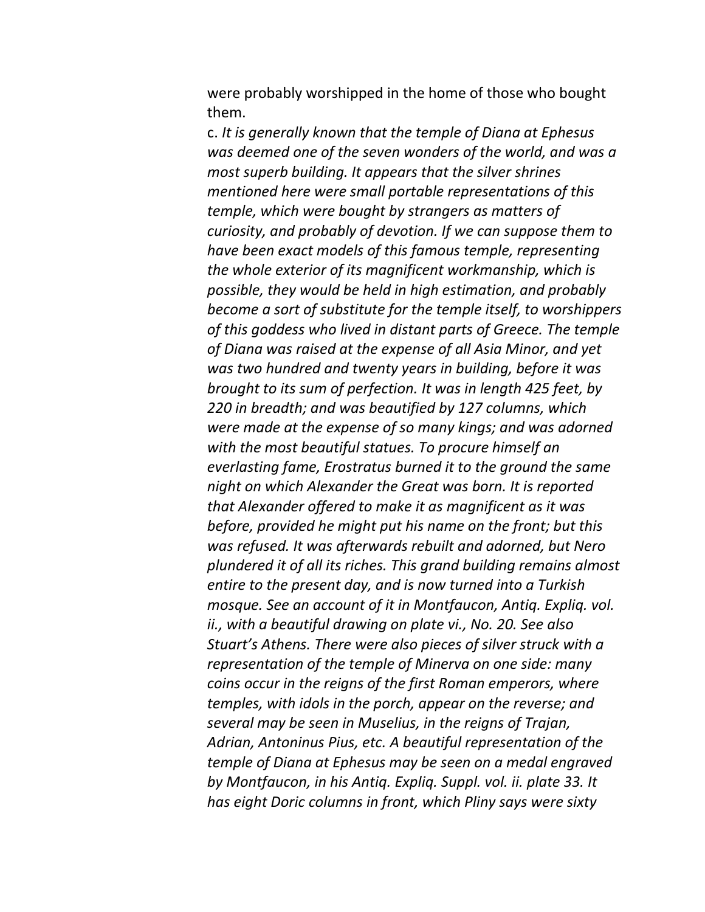were probably worshipped in the home of those who bought them.

c. *It is generally known that the temple of Diana at Ephesus was deemed one of the seven wonders of the world, and was a most superb building. It appears that the silver shrines mentioned here were small portable representations of this temple, which were bought by strangers as matters of curiosity, and probably of devotion. If we can suppose them to have been exact models of this famous temple, representing the whole exterior of its magnificent workmanship, which is possible, they would be held in high estimation, and probably become a sort of substitute for the temple itself, to worshippers of this goddess who lived in distant parts of Greece. The temple of Diana was raised at the expense of all Asia Minor, and yet was two hundred and twenty years in building, before it was brought to its sum of perfection. It was in length 425 feet, by 220 in breadth; and was beautified by 127 columns, which were made at the expense of so many kings; and was adorned with the most beautiful statues. To procure himself an everlasting fame, Erostratus burned it to the ground the same night on which Alexander the Great was born. It is reported that Alexander offered to make it as magnificent as it was before, provided he might put his name on the front; but this was refused. It was afterwards rebuilt and adorned, but Nero plundered it of all its riches. This grand building remains almost entire to the present day, and is now turned into a Turkish mosque. See an account of it in Montfaucon, Antiq. Expliq. vol. ii., with a beautiful drawing on plate vi., No. 20. See also Stuart's Athens. There were also pieces of silver struck with a representation of the temple of Minerva on one side: many coins occur in the reigns of the first Roman emperors, where temples, with idols in the porch, appear on the reverse; and several may be seen in Muselius, in the reigns of Trajan, Adrian, Antoninus Pius, etc. A beautiful representation of the temple of Diana at Ephesus may be seen on a medal engraved by Montfaucon, in his Antiq. Expliq. Suppl. vol. ii. plate 33. It has eight Doric columns in front, which Pliny says were sixty*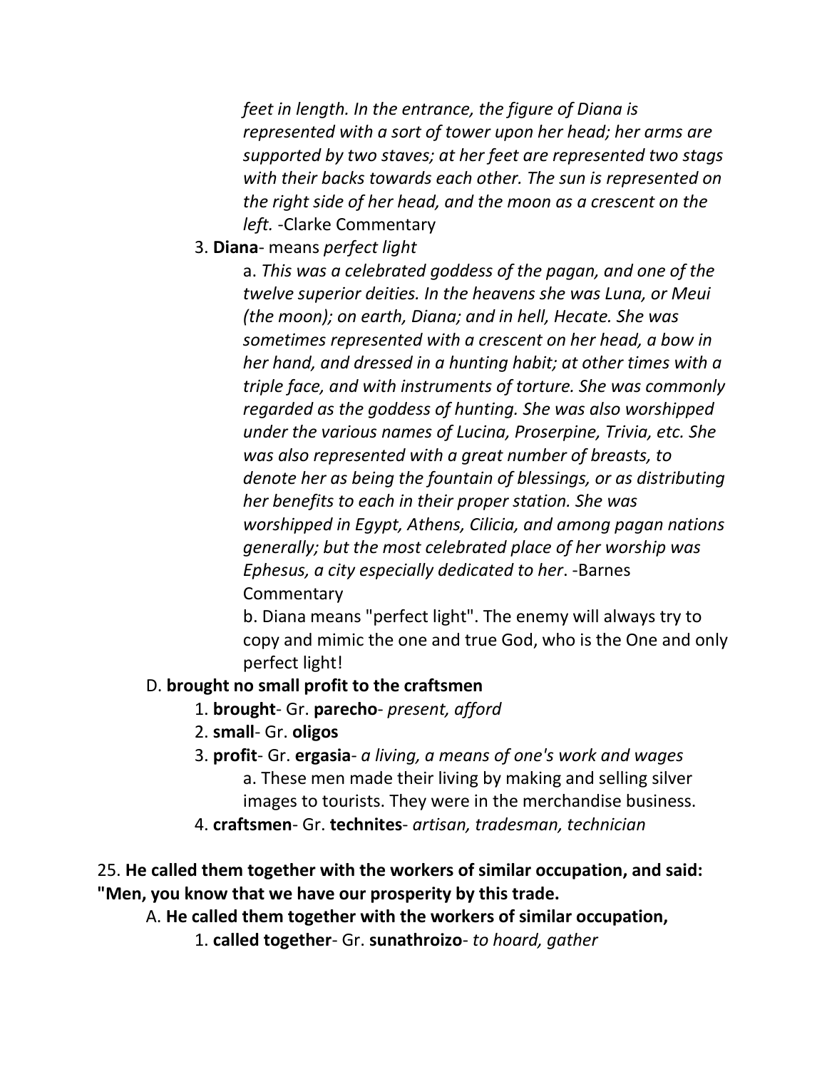*feet in length. In the entrance, the figure of Diana is represented with a sort of tower upon her head; her arms are supported by two staves; at her feet are represented two stags with their backs towards each other. The sun is represented on the right side of her head, and the moon as a crescent on the left.* -Clarke Commentary

3. **Diana**- means *perfect light*

    a. *This was a celebrated goddess of the pagan, and one of the twelve superior deities. In the heavens she was Luna, or Meui (the moon); on earth, Diana; and in hell, Hecate. She was sometimes represented with a crescent on her head, a bow in her hand, and dressed in a hunting habit; at other times with a triple face, and with instruments of torture. She was commonly regarded as the goddess of hunting. She was also worshipped under the various names of Lucina, Proserpine, Trivia, etc. She was also represented with a great number of breasts, to denote her as being the fountain of blessings, or as distributing her benefits to each in their proper station. She was worshipped in Egypt, Athens, Cilicia, and among pagan nations generally; but the most celebrated place of her worship was Ephesus, a city especially dedicated to her*. -Barnes Commentary

    b. Diana means "perfect light". The enemy will always try to copy and mimic the one and true God, who is the One and only perfect light!

D. **brought no small profit to the craftsmen**

1. **brought**- Gr. **parecho**- *present, afford*
2. **small**- Gr. **oligos**
3. **profit**- Gr. **ergasia**- *a living, a means of one's work and wages*

    a. These men made their living by making and selling silver images to tourists. They were in the merchandise business.

4. **craftsmen**- Gr. **technites**- *artisan, tradesman, technician*

25. **He called them together with the workers of similar occupation, and said: "Men, you know that we have our prosperity by this trade.**

A. **He called them together with the workers of similar occupation,**

1. **called together**- Gr. **sunathroizo**- *to hoard, gather*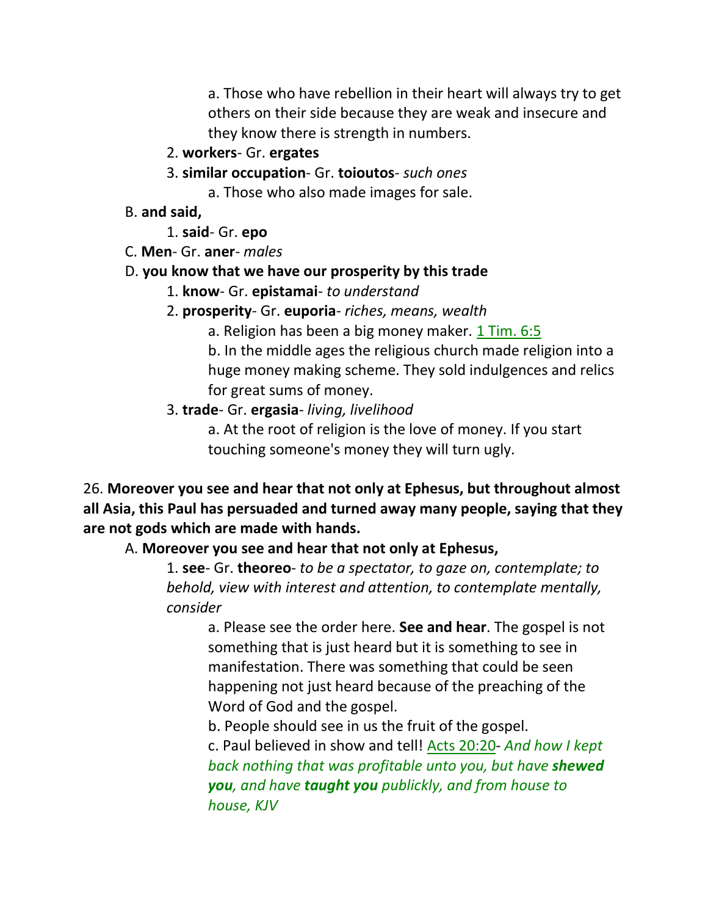a. Those who have rebellion in their heart will always try to get others on their side because they are weak and insecure and they know there is strength in numbers.

2. **workers**- Gr. **ergates**

3. **similar occupation**- Gr. **toioutos**- *such ones*

a. Those who also made images for sale.

B. **and said,**

1. **said**- Gr. **epo**

C. **Men**- Gr. **aner**- *males*

D. **you know that we have our prosperity by this trade**

1. **know**- Gr. **epistamai**- *to understand*

2. **prosperity**- Gr. **euporia**- *riches, means, wealth*

a. Religion has been a big money maker. 1 Tim. 6:5

b. In the middle ages the religious church made religion into a huge money making scheme. They sold indulgences and relics for great sums of money.

3. **trade**- Gr. **ergasia**- *living, livelihood*

a. At the root of religion is the love of money. If you start touching someone's money they will turn ugly.

26. **Moreover you see and hear that not only at Ephesus, but throughout almost all Asia, this Paul has persuaded and turned away many people, saying that they are not gods which are made with hands.**

A. **Moreover you see and hear that not only at Ephesus,**

1. **see**- Gr. **theoreo**- *to be a spectator, to gaze on, contemplate; to behold, view with interest and attention, to contemplate mentally, consider*

a. Please see the order here. **See and hear**. The gospel is not something that is just heard but it is something to see in manifestation. There was something that could be seen happening not just heard because of the preaching of the Word of God and the gospel.

b. People should see in us the fruit of the gospel.

c. Paul believed in show and tell! Acts 20:20- *And how I kept back nothing that was profitable unto you, but have **shewed you**, and have **taught you** publickly, and from house to house, KJV*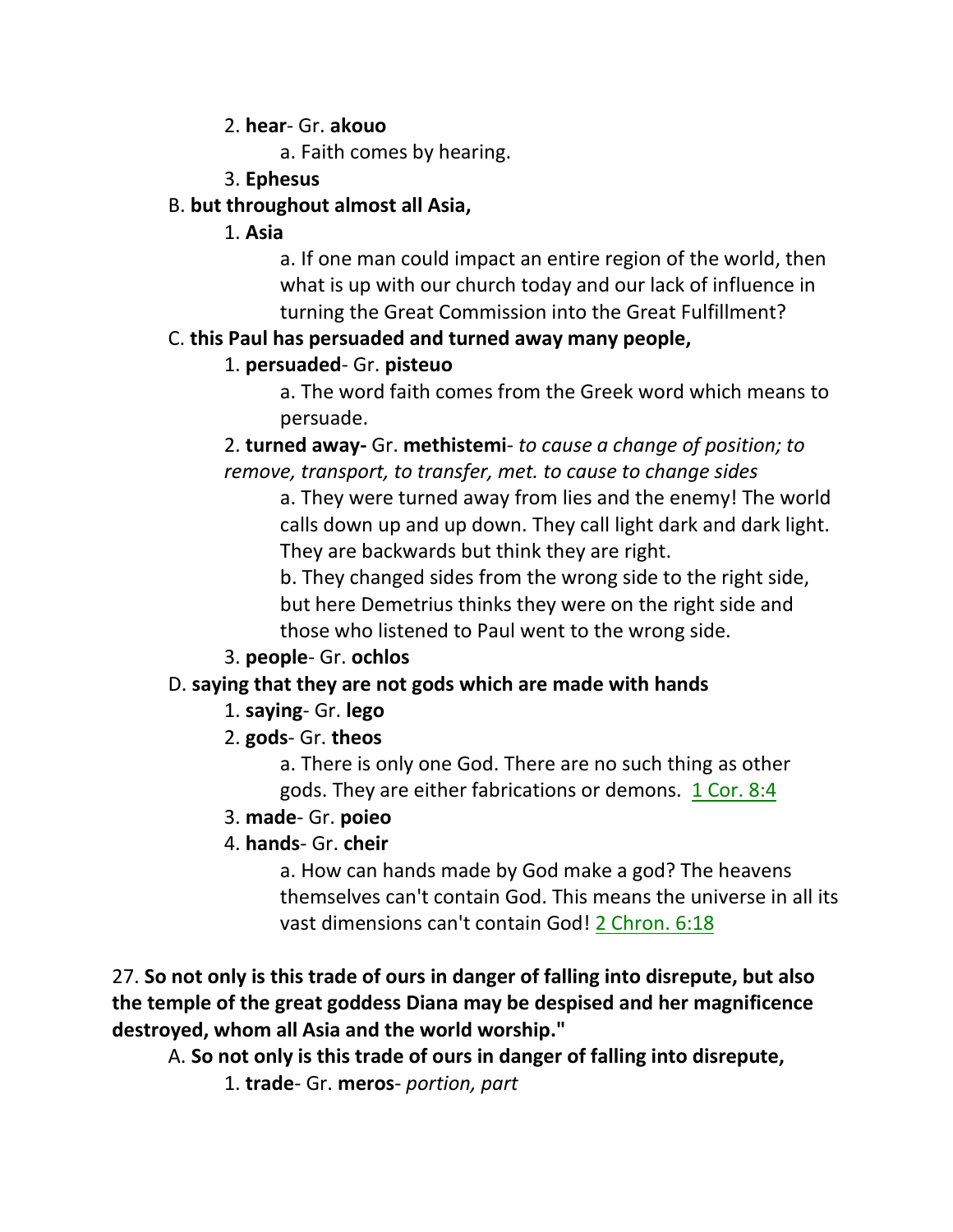2. **hear**- Gr. **akouo**

a. Faith comes by hearing.

3. **Ephesus**

B. **but throughout almost all Asia,**

1. **Asia**

a. If one man could impact an entire region of the world, then what is up with our church today and our lack of influence in turning the Great Commission into the Great Fulfillment?

C. **this Paul has persuaded and turned away many people,**

1. **persuaded**- Gr. **pisteuo**

a. The word faith comes from the Greek word which means to persuade.

2. **turned away-** Gr. **methistemi**- *to cause a change of position; to remove, transport, to transfer, met. to cause to change sides*

a. They were turned away from lies and the enemy! The world calls down up and up down. They call light dark and dark light. They are backwards but think they are right.

b. They changed sides from the wrong side to the right side, but here Demetrius thinks they were on the right side and those who listened to Paul went to the wrong side.

3. **people**- Gr. **ochlos**

D. **saying that they are not gods which are made with hands**

1. **saying**- Gr. **lego**

2. **gods**- Gr. **theos**

a. There is only one God. There are no such thing as other gods. They are either fabrications or demons. 1 Cor. 8:4

3. **made**- Gr. **poieo**

4. **hands**- Gr. **cheir**

a. How can hands made by God make a god? The heavens themselves can't contain God. This means the universe in all its vast dimensions can't contain God! 2 Chron. 6:18

27. **So not only is this trade of ours in danger of falling into disrepute, but also the temple of the great goddess Diana may be despised and her magnificence destroyed, whom all Asia and the world worship."**

A. **So not only is this trade of ours in danger of falling into disrepute,**

1. **trade**- Gr. **meros**- *portion, part*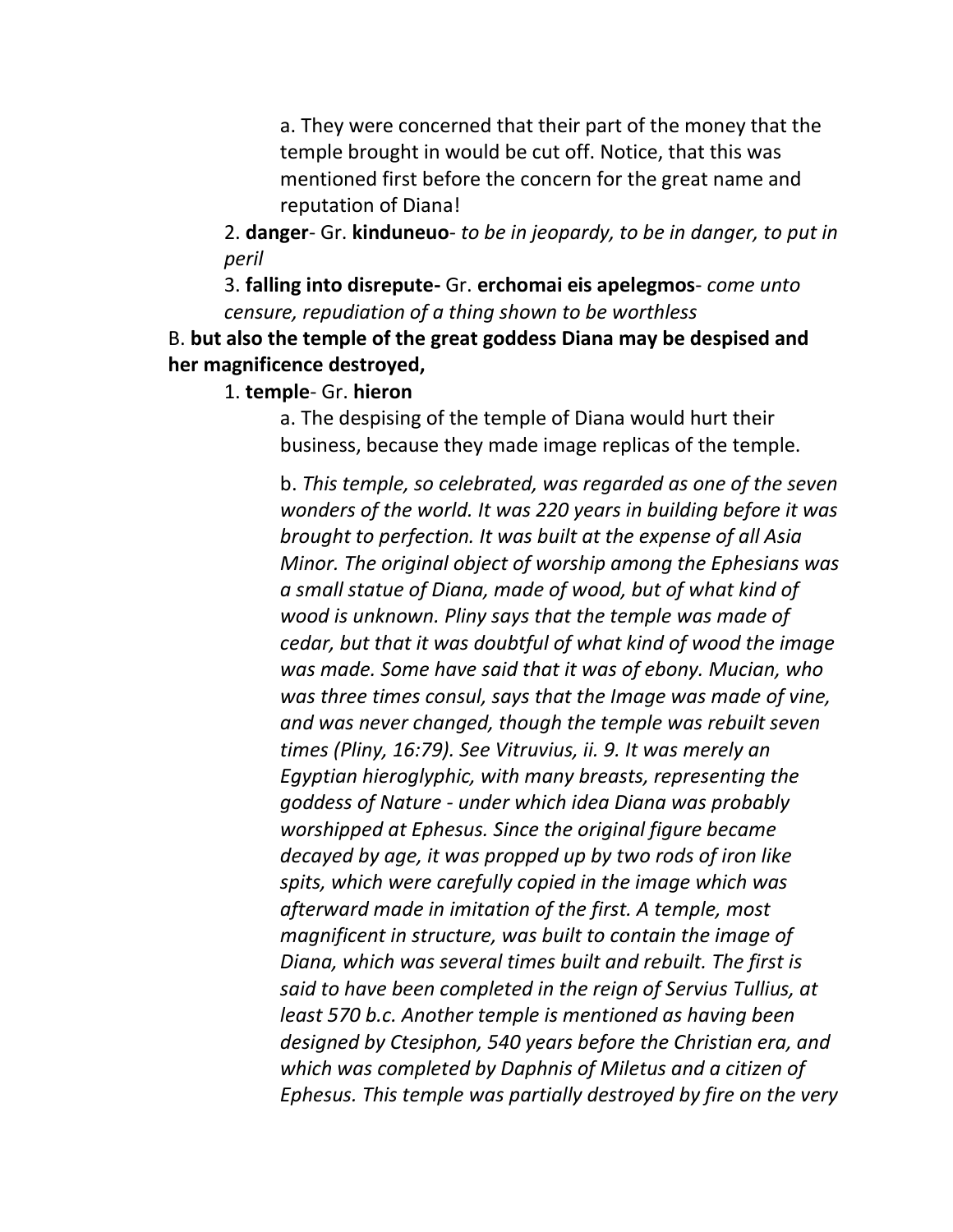a. They were concerned that their part of the money that the temple brought in would be cut off. Notice, that this was mentioned first before the concern for the great name and reputation of Diana!

2. **danger**- Gr. **kinduneuo**- *to be in jeopardy, to be in danger, to put in peril*

3. **falling into disrepute-** Gr. **erchomai eis apelegmos**- *come unto censure, repudiation of a thing shown to be worthless*

B. **but also the temple of the great goddess Diana may be despised and her magnificence destroyed,**

1. **temple**- Gr. **hieron**

a. The despising of the temple of Diana would hurt their business, because they made image replicas of the temple.

b. *This temple, so celebrated, was regarded as one of the seven wonders of the world. It was 220 years in building before it was brought to perfection. It was built at the expense of all Asia Minor. The original object of worship among the Ephesians was a small statue of Diana, made of wood, but of what kind of wood is unknown. Pliny says that the temple was made of cedar, but that it was doubtful of what kind of wood the image was made. Some have said that it was of ebony. Mucian, who was three times consul, says that the Image was made of vine, and was never changed, though the temple was rebuilt seven times (Pliny, 16:79). See Vitruvius, ii. 9. It was merely an Egyptian hieroglyphic, with many breasts, representing the goddess of Nature - under which idea Diana was probably worshipped at Ephesus. Since the original figure became decayed by age, it was propped up by two rods of iron like spits, which were carefully copied in the image which was afterward made in imitation of the first. A temple, most magnificent in structure, was built to contain the image of Diana, which was several times built and rebuilt. The first is said to have been completed in the reign of Servius Tullius, at least 570 b.c. Another temple is mentioned as having been designed by Ctesiphon, 540 years before the Christian era, and which was completed by Daphnis of Miletus and a citizen of Ephesus. This temple was partially destroyed by fire on the very*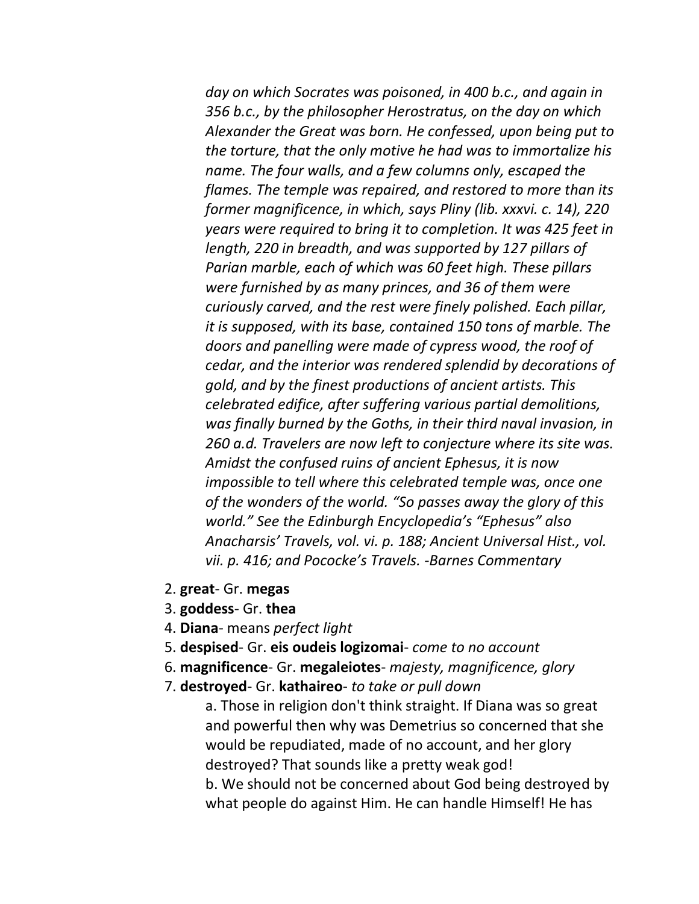*day on which Socrates was poisoned, in 400 b.c., and again in 356 b.c., by the philosopher Herostratus, on the day on which Alexander the Great was born. He confessed, upon being put to the torture, that the only motive he had was to immortalize his name. The four walls, and a few columns only, escaped the flames. The temple was repaired, and restored to more than its former magnificence, in which, says Pliny (lib. xxxvi. c. 14), 220 years were required to bring it to completion. It was 425 feet in length, 220 in breadth, and was supported by 127 pillars of Parian marble, each of which was 60 feet high. These pillars were furnished by as many princes, and 36 of them were curiously carved, and the rest were finely polished. Each pillar, it is supposed, with its base, contained 150 tons of marble. The doors and panelling were made of cypress wood, the roof of cedar, and the interior was rendered splendid by decorations of gold, and by the finest productions of ancient artists. This celebrated edifice, after suffering various partial demolitions, was finally burned by the Goths, in their third naval invasion, in 260 a.d. Travelers are now left to conjecture where its site was. Amidst the confused ruins of ancient Ephesus, it is now impossible to tell where this celebrated temple was, once one of the wonders of the world. "So passes away the glory of this world." See the Edinburgh Encyclopedia's "Ephesus" also Anacharsis' Travels, vol. vi. p. 188; Ancient Universal Hist., vol. vii. p. 416; and Pococke's Travels. -Barnes Commentary*

2. **great**- Gr. **megas**
3. **goddess**- Gr. **thea**
4. **Diana**- means *perfect light*
5. **despised**- Gr. **eis oudeis logizomai**- *come to no account*
6. **magnificence**- Gr. **megaleiotes**- *majesty, magnificence, glory*
7. **destroyed**- Gr. **kathaireo**- *to take or pull down*

    a. Those in religion don't think straight. If Diana was so great and powerful then why was Demetrius so concerned that she would be repudiated, made of no account, and her glory destroyed? That sounds like a pretty weak god!

    b. We should not be concerned about God being destroyed by what people do against Him. He can handle Himself! He has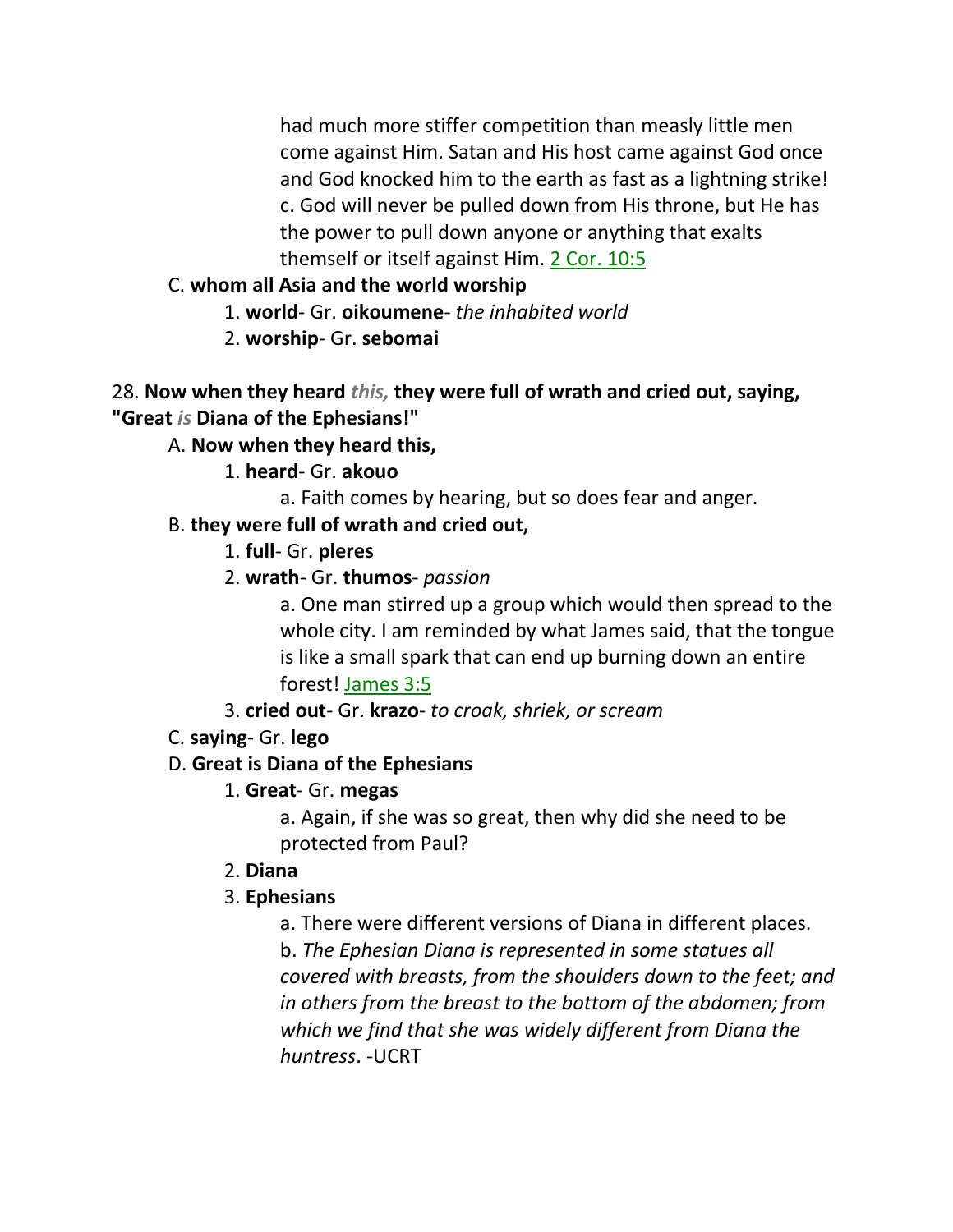had much more stiffer competition than measly little men come against Him. Satan and His host came against God once and God knocked him to the earth as fast as a lightning strike!

c. God will never be pulled down from His throne, but He has the power to pull down anyone or anything that exalts themself or itself against Him. 2 Cor. 10:5

C. **whom all Asia and the world worship**

1. **world**- Gr. **oikoumene**- *the inhabited world*

2. **worship**- Gr. **sebomai**

28. **Now when they heard** ***this,*** **they were full of wrath and cried out, saying, "Great** ***is*** **Diana of the Ephesians!"**

A. **Now when they heard this,**

1. **heard**- Gr. **akouo**

a. Faith comes by hearing, but so does fear and anger.

B. **they were full of wrath and cried out,**

1. **full**- Gr. **pleres**

2. **wrath**- Gr. **thumos**- *passion*

a. One man stirred up a group which would then spread to the whole city. I am reminded by what James said, that the tongue is like a small spark that can end up burning down an entire forest! James 3:5

3. **cried out**- Gr. **krazo**- *to croak, shriek, or scream*

C. **saying**- Gr. **lego**

D. **Great is Diana of the Ephesians**

1. **Great**- Gr. **megas**

a. Again, if she was so great, then why did she need to be protected from Paul?

2. **Diana**

3. **Ephesians**

a. There were different versions of Diana in different places.

b. *The Ephesian Diana is represented in some statues all covered with breasts, from the shoulders down to the feet; and in others from the breast to the bottom of the abdomen; from which we find that she was widely different from Diana the huntress*. -UCRT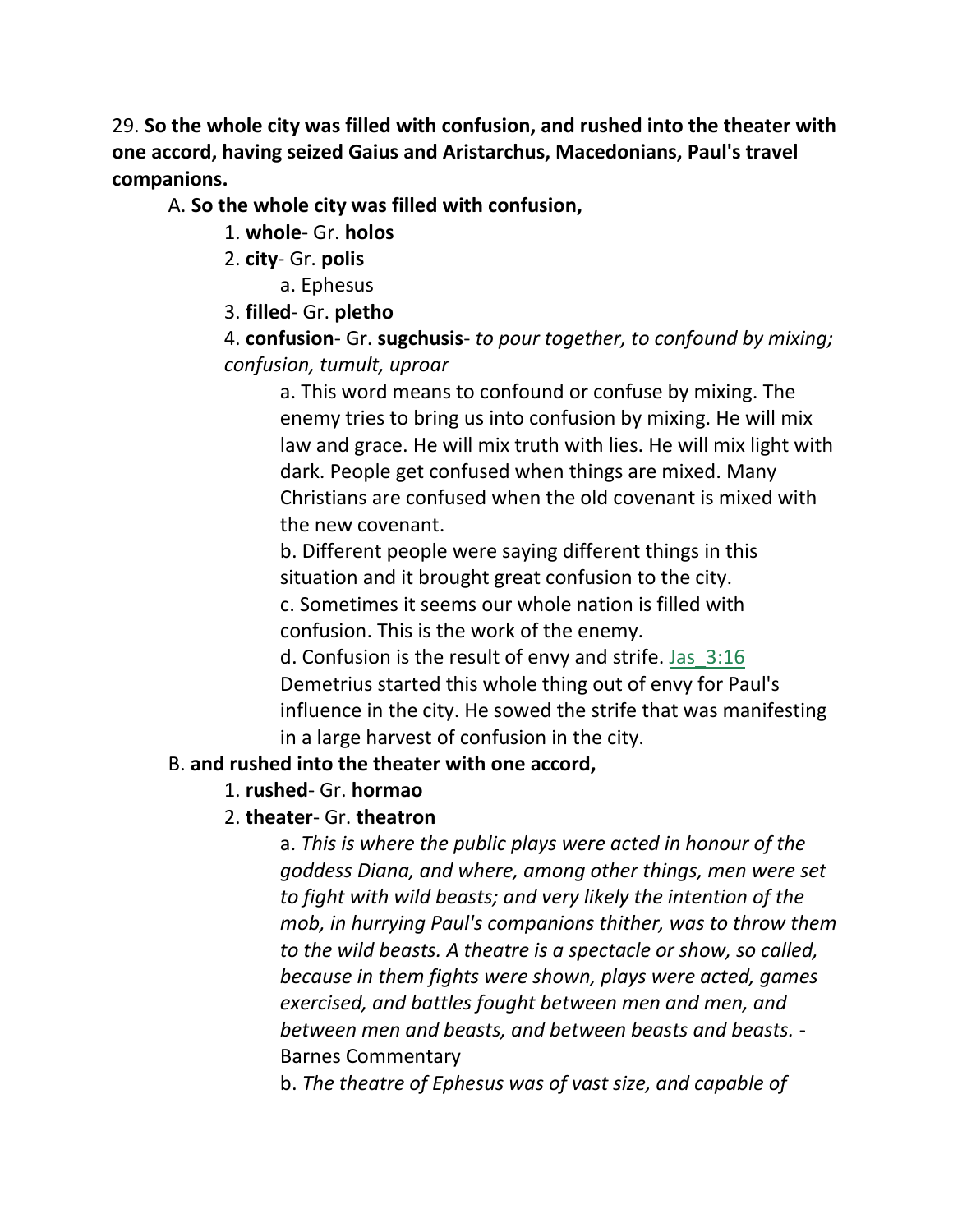29. **So the whole city was filled with confusion, and rushed into the theater with one accord, having seized Gaius and Aristarchus, Macedonians, Paul's travel companions.**

A. **So the whole city was filled with confusion,**

1. **whole**- Gr. **holos**
2. **city**- Gr. **polis**
   a. Ephesus
3. **filled**- Gr. **pletho**
4. **confusion**- Gr. **sugchusis**- *to pour together, to confound by mixing; confusion, tumult, uproar*
   a. This word means to confound or confuse by mixing. The enemy tries to bring us into confusion by mixing. He will mix law and grace. He will mix truth with lies. He will mix light with dark. People get confused when things are mixed. Many Christians are confused when the old covenant is mixed with the new covenant.
   b. Different people were saying different things in this situation and it brought great confusion to the city.
   c. Sometimes it seems our whole nation is filled with confusion. This is the work of the enemy.
   d. Confusion is the result of envy and strife. Jas_3:16 Demetrius started this whole thing out of envy for Paul's influence in the city. He sowed the strife that was manifesting in a large harvest of confusion in the city.

B. **and rushed into the theater with one accord,**

1. **rushed**- Gr. **hormao**
2. **theater**- Gr. **theatron**
   a. *This is where the public plays were acted in honour of the goddess Diana, and where, among other things, men were set to fight with wild beasts; and very likely the intention of the mob, in hurrying Paul's companions thither, was to throw them to the wild beasts. A theatre is a spectacle or show, so called, because in them fights were shown, plays were acted, games exercised, and battles fought between men and men, and between men and beasts, and between beasts and beasts.* - Barnes Commentary
   b. *The theatre of Ephesus was of vast size, and capable of*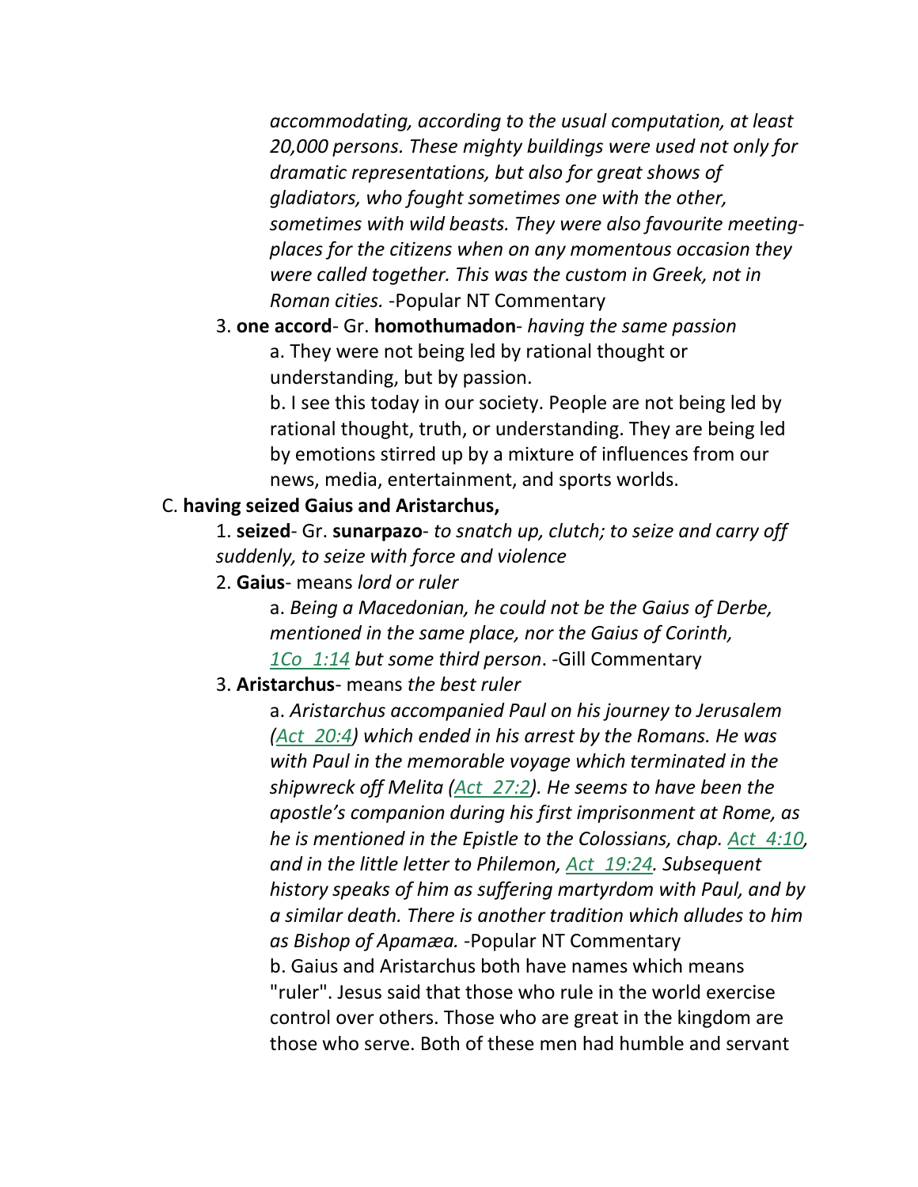*accommodating, according to the usual computation, at least 20,000 persons. These mighty buildings were used not only for dramatic representations, but also for great shows of gladiators, who fought sometimes one with the other, sometimes with wild beasts. They were also favourite meeting-places for the citizens when on any momentous occasion they were called together. This was the custom in Greek, not in Roman cities.* -Popular NT Commentary

3. **one accord**- Gr. **homothumadon**- *having the same passion*

    a. They were not being led by rational thought or understanding, but by passion.

    b. I see this today in our society. People are not being led by rational thought, truth, or understanding. They are being led by emotions stirred up by a mixture of influences from our news, media, entertainment, and sports worlds.

C. **having seized Gaius and Aristarchus,**

1. **seized**- Gr. **sunarpazo**- *to snatch up, clutch; to seize and carry off suddenly, to seize with force and violence*

2. **Gaius**- means *lord or ruler*

    a. *Being a Macedonian, he could not be the Gaius of Derbe, mentioned in the same place, nor the Gaius of Corinth, 1Co 1:14 but some third person*. -Gill Commentary

3. **Aristarchus**- means *the best ruler*

    a. *Aristarchus accompanied Paul on his journey to Jerusalem (Act 20:4) which ended in his arrest by the Romans. He was with Paul in the memorable voyage which terminated in the shipwreck off Melita (Act 27:2). He seems to have been the apostle's companion during his first imprisonment at Rome, as he is mentioned in the Epistle to the Colossians, chap. Act 4:10, and in the little letter to Philemon, Act 19:24. Subsequent history speaks of him as suffering martyrdom with Paul, and by a similar death. There is another tradition which alludes to him as Bishop of Apamæa.* -Popular NT Commentary

    b. Gaius and Aristarchus both have names which means "ruler". Jesus said that those who rule in the world exercise control over others. Those who are great in the kingdom are those who serve. Both of these men had humble and servant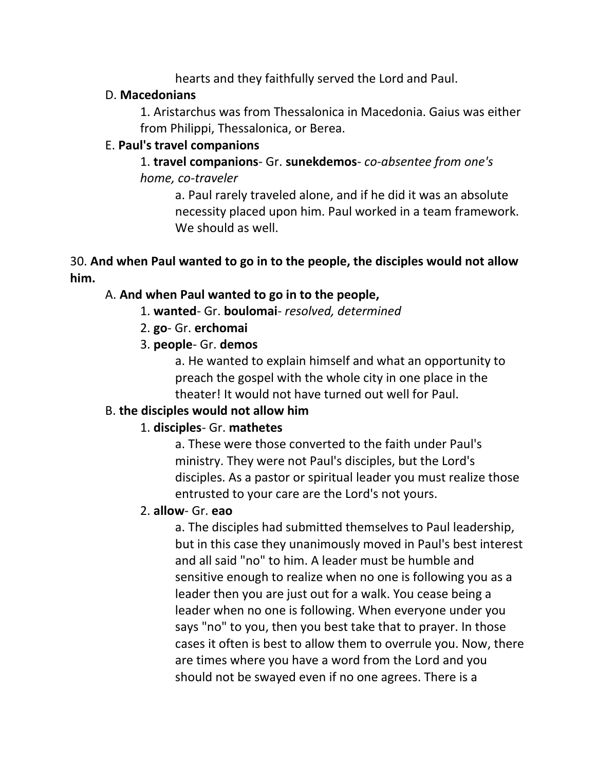hearts and they faithfully served the Lord and Paul.

D. **Macedonians**

1. Aristarchus was from Thessalonica in Macedonia. Gaius was either from Philippi, Thessalonica, or Berea.

E. **Paul's travel companions**

1. **travel companions**- Gr. **sunekdemos**- *co-absentee from one's home, co-traveler*

a. Paul rarely traveled alone, and if he did it was an absolute necessity placed upon him. Paul worked in a team framework. We should as well.

30. **And when Paul wanted to go in to the people, the disciples would not allow him.**

A. **And when Paul wanted to go in to the people,**

1. **wanted**- Gr. **boulomai**- *resolved, determined*

2. **go**- Gr. **erchomai**

3. **people**- Gr. **demos**

a. He wanted to explain himself and what an opportunity to preach the gospel with the whole city in one place in the theater! It would not have turned out well for Paul.

B. **the disciples would not allow him**

1. **disciples**- Gr. **mathetes**

a. These were those converted to the faith under Paul's ministry. They were not Paul's disciples, but the Lord's disciples. As a pastor or spiritual leader you must realize those entrusted to your care are the Lord's not yours.

2. **allow**- Gr. **eao**

a. The disciples had submitted themselves to Paul leadership, but in this case they unanimously moved in Paul's best interest and all said "no" to him. A leader must be humble and sensitive enough to realize when no one is following you as a leader then you are just out for a walk. You cease being a leader when no one is following. When everyone under you says "no" to you, then you best take that to prayer. In those cases it often is best to allow them to overrule you. Now, there are times where you have a word from the Lord and you should not be swayed even if no one agrees. There is a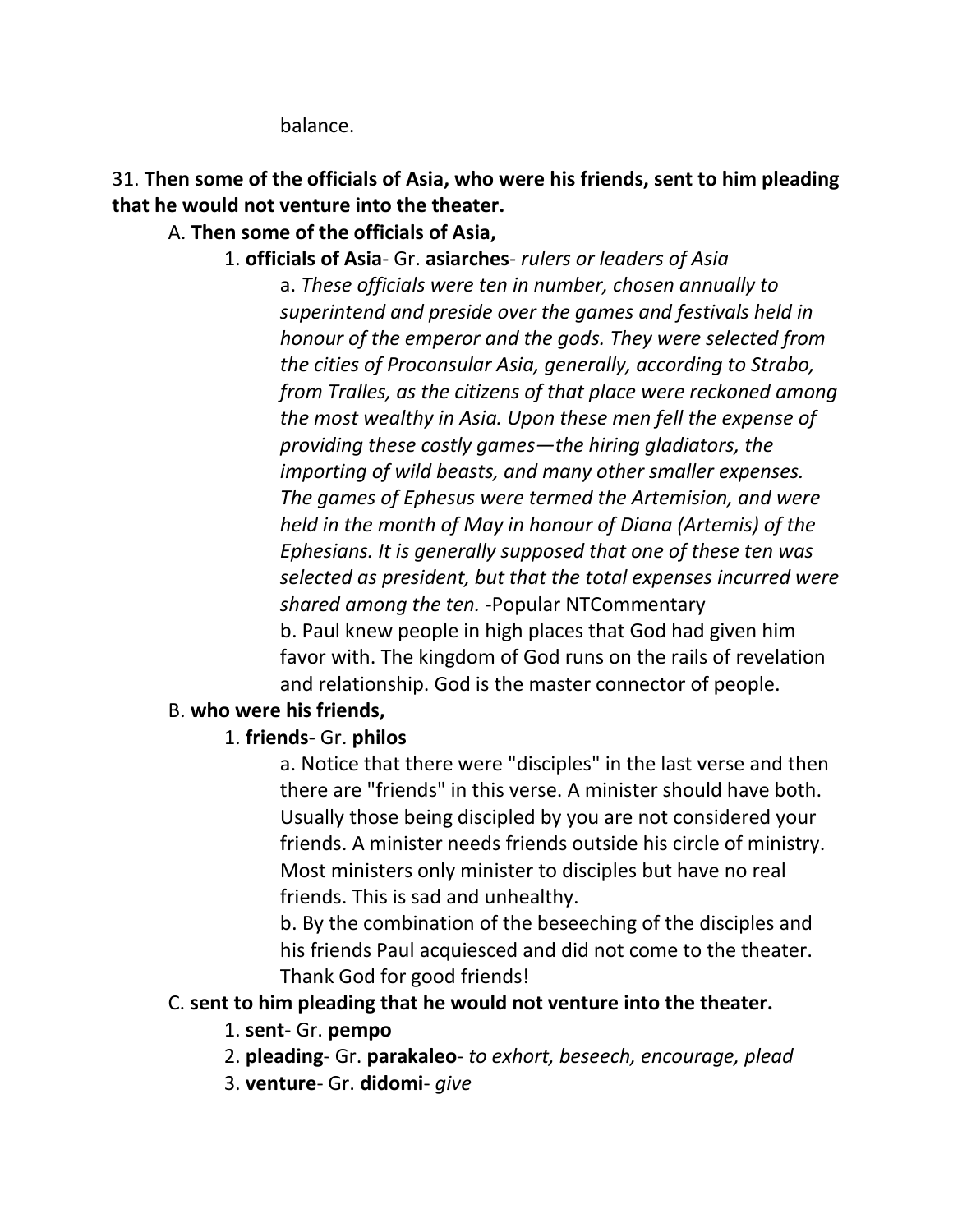balance.

31. **Then some of the officials of Asia, who were his friends, sent to him pleading that he would not venture into the theater.**

A. **Then some of the officials of Asia,**

1. **officials of Asia**- Gr. **asiarches**- *rulers or leaders of Asia*

a. *These officials were ten in number, chosen annually to superintend and preside over the games and festivals held in honour of the emperor and the gods. They were selected from the cities of Proconsular Asia, generally, according to Strabo, from Tralles, as the citizens of that place were reckoned among the most wealthy in Asia. Upon these men fell the expense of providing these costly games—the hiring gladiators, the importing of wild beasts, and many other smaller expenses. The games of Ephesus were termed the Artemision, and were held in the month of May in honour of Diana (Artemis) of the Ephesians. It is generally supposed that one of these ten was selected as president, but that the total expenses incurred were shared among the ten.* -Popular NTCommentary

b. Paul knew people in high places that God had given him favor with. The kingdom of God runs on the rails of revelation and relationship. God is the master connector of people.

B. **who were his friends,**

1. **friends**- Gr. **philos**

a. Notice that there were "disciples" in the last verse and then there are "friends" in this verse. A minister should have both. Usually those being discipled by you are not considered your friends. A minister needs friends outside his circle of ministry. Most ministers only minister to disciples but have no real friends. This is sad and unhealthy.

b. By the combination of the beseeching of the disciples and his friends Paul acquiesced and did not come to the theater. Thank God for good friends!

C. **sent to him pleading that he would not venture into the theater.**

1. **sent**- Gr. **pempo**

2. **pleading**- Gr. **parakaleo**- *to exhort, beseech, encourage, plead*

3. **venture**- Gr. **didomi**- *give*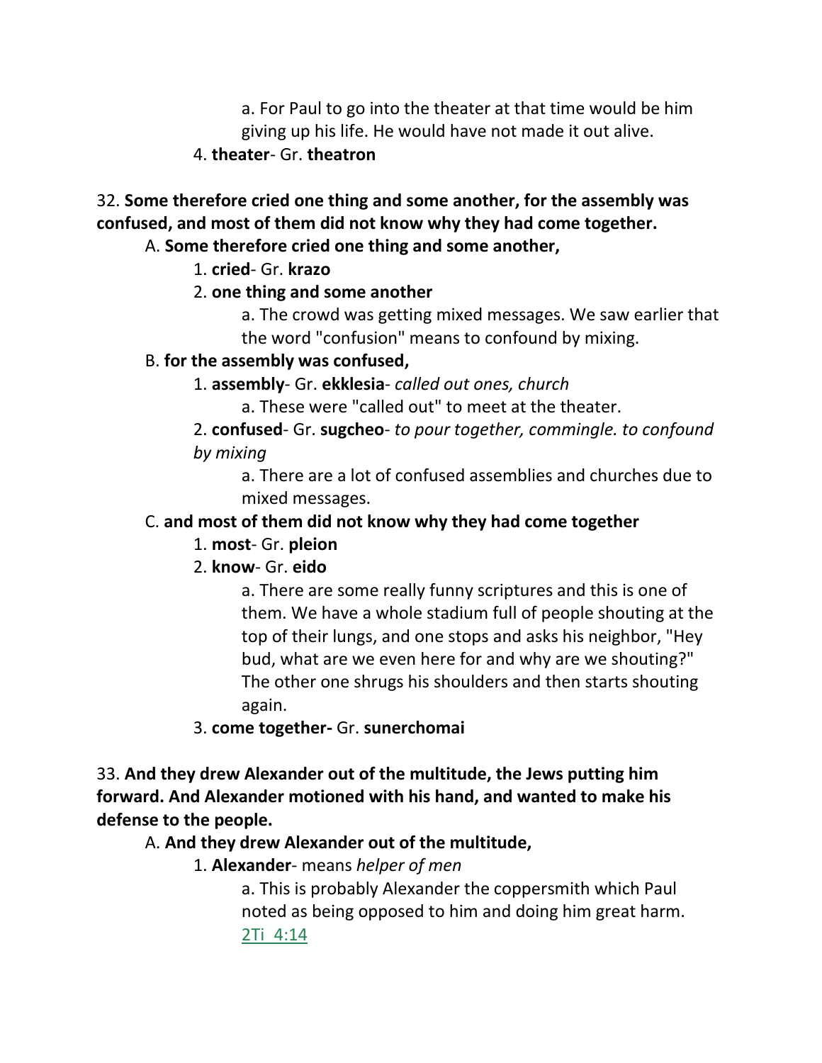a. For Paul to go into the theater at that time would be him giving up his life. He would have not made it out alive.

4. **theater**- Gr. **theatron**

32. **Some therefore cried one thing and some another, for the assembly was confused, and most of them did not know why they had come together.**

A. **Some therefore cried one thing and some another,**

1. **cried**- Gr. **krazo**

2. **one thing and some another**

a. The crowd was getting mixed messages. We saw earlier that the word "confusion" means to confound by mixing.

B. **for the assembly was confused,**

1. **assembly**- Gr. **ekklesia**- *called out ones, church*

a. These were "called out" to meet at the theater.

2. **confused**- Gr. **sugcheo**- *to pour together, commingle. to confound by mixing*

a. There are a lot of confused assemblies and churches due to mixed messages.

C. **and most of them did not know why they had come together**

1. **most**- Gr. **pleion**

2. **know**- Gr. **eido**

a. There are some really funny scriptures and this is one of them. We have a whole stadium full of people shouting at the top of their lungs, and one stops and asks his neighbor, "Hey bud, what are we even here for and why are we shouting?" The other one shrugs his shoulders and then starts shouting again.

3. **come together-** Gr. **sunerchomai**

33. **And they drew Alexander out of the multitude, the Jews putting him forward. And Alexander motioned with his hand, and wanted to make his defense to the people.**

A. **And they drew Alexander out of the multitude,**

1. **Alexander**- means *helper of men*

a. This is probably Alexander the coppersmith which Paul noted as being opposed to him and doing him great harm. 2Ti 4:14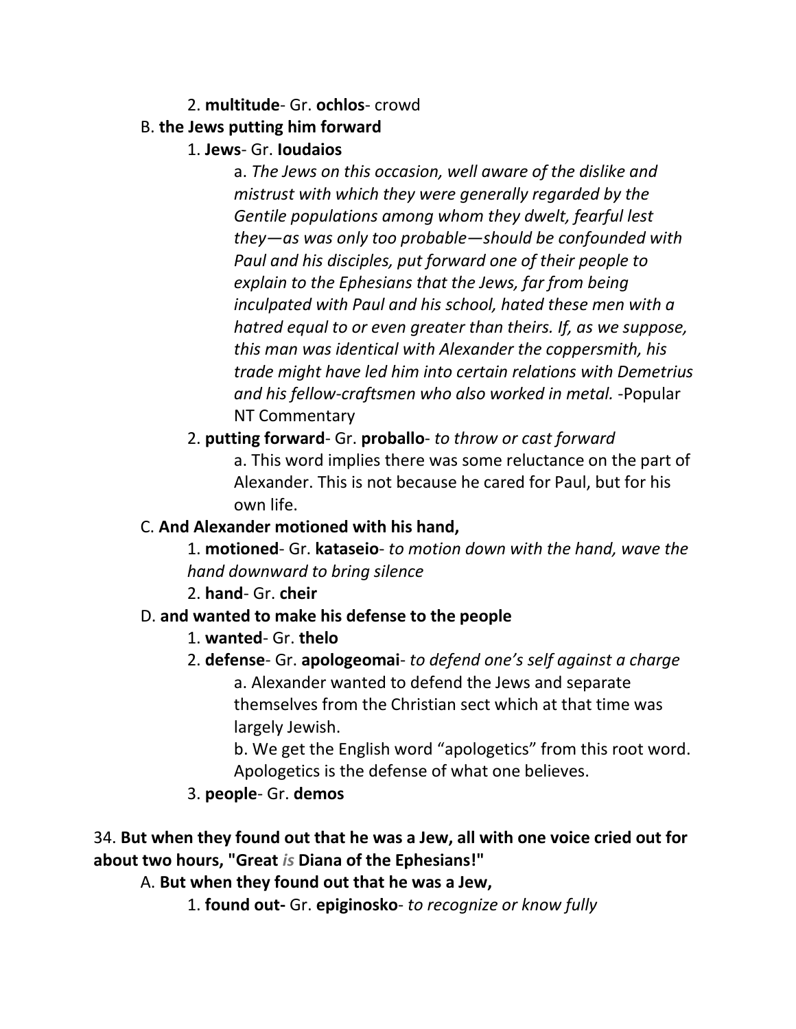2. **multitude**- Gr. **ochlos**- crowd

B. **the Jews putting him forward**

1. **Jews**- Gr. **Ioudaios**

a. *The Jews on this occasion, well aware of the dislike and mistrust with which they were generally regarded by the Gentile populations among whom they dwelt, fearful lest they—as was only too probable—should be confounded with Paul and his disciples, put forward one of their people to explain to the Ephesians that the Jews, far from being inculpated with Paul and his school, hated these men with a hatred equal to or even greater than theirs. If, as we suppose, this man was identical with Alexander the coppersmith, his trade might have led him into certain relations with Demetrius and his fellow-craftsmen who also worked in metal.* -Popular NT Commentary

2. **putting forward**- Gr. **proballo**- *to throw or cast forward*

a. This word implies there was some reluctance on the part of Alexander. This is not because he cared for Paul, but for his own life.

C. **And Alexander motioned with his hand,**

1. **motioned**- Gr. **kataseio**- *to motion down with the hand, wave the hand downward to bring silence*

2. **hand**- Gr. **cheir**

D. **and wanted to make his defense to the people**

1. **wanted**- Gr. **thelo**

2. **defense**- Gr. **apologeomai**- *to defend one's self against a charge*

a. Alexander wanted to defend the Jews and separate themselves from the Christian sect which at that time was largely Jewish.

b. We get the English word "apologetics" from this root word. Apologetics is the defense of what one believes.

3. **people**- Gr. **demos**

34. **But when they found out that he was a Jew, all with one voice cried out for about two hours, "Great *is* Diana of the Ephesians!"**

A. **But when they found out that he was a Jew,**

1. **found out-** Gr. **epiginosko**- *to recognize or know fully*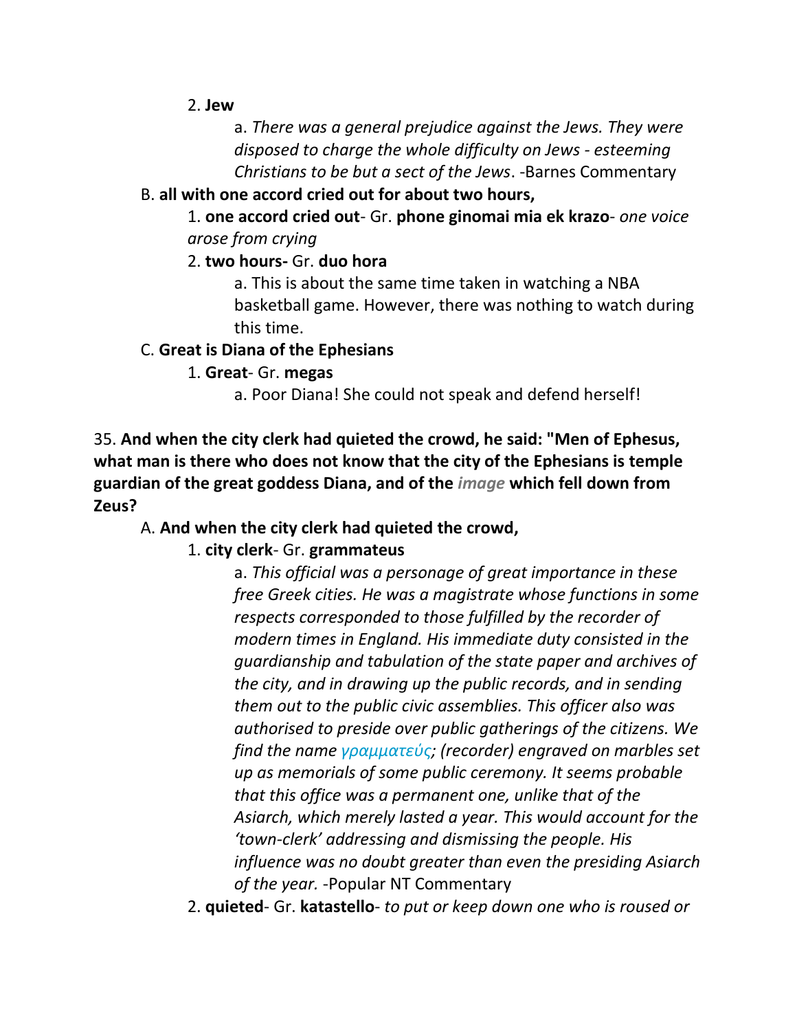2. **Jew**

a. *There was a general prejudice against the Jews. They were disposed to charge the whole difficulty on Jews - esteeming Christians to be but a sect of the Jews*. -Barnes Commentary

B. **all with one accord cried out for about two hours,**

1. **one accord cried out**- Gr. **phone ginomai mia ek krazo**- *one voice arose from crying*

2. **two hours-** Gr. **duo hora**

a. This is about the same time taken in watching a NBA basketball game. However, there was nothing to watch during this time.

C. **Great is Diana of the Ephesians**

1. **Great**- Gr. **megas**

a. Poor Diana! She could not speak and defend herself!

35. **And when the city clerk had quieted the crowd, he said: "Men of Ephesus, what man is there who does not know that the city of the Ephesians is temple guardian of the great goddess Diana, and of the** *image* **which fell down from Zeus?**

A. **And when the city clerk had quieted the crowd,**

1. **city clerk**- Gr. **grammateus**

a. *This official was a personage of great importance in these free Greek cities. He was a magistrate whose functions in some respects corresponded to those fulfilled by the recorder of modern times in England. His immediate duty consisted in the guardianship and tabulation of the state paper and archives of the city, and in drawing up the public records, and in sending them out to the public civic assemblies. This officer also was authorised to preside over public gatherings of the citizens. We find the name γραμματεύς; (recorder) engraved on marbles set up as memorials of some public ceremony. It seems probable that this office was a permanent one, unlike that of the Asiarch, which merely lasted a year. This would account for the 'town-clerk' addressing and dismissing the people. His influence was no doubt greater than even the presiding Asiarch of the year.* -Popular NT Commentary

2. **quieted**- Gr. **katastello**- *to put or keep down one who is roused or*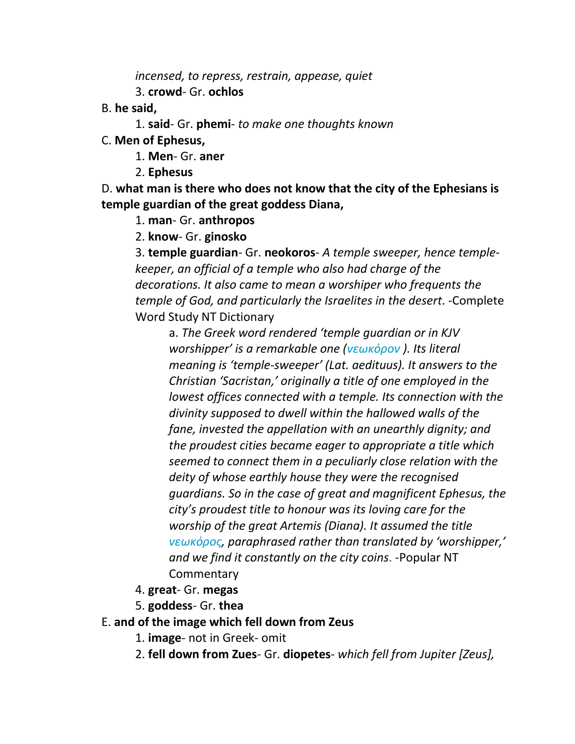*incensed, to repress, restrain, appease, quiet*

3. **crowd**- Gr. **ochlos**

B. **he said,**

1. **said**- Gr. **phemi**- *to make one thoughts known*

C. **Men of Ephesus,**

1. **Men**- Gr. **aner**
2. **Ephesus**

D. **what man is there who does not know that the city of the Ephesians is temple guardian of the great goddess Diana,**

1. **man**- Gr. **anthropos**
2. **know**- Gr. **ginosko**
3. **temple guardian**- Gr. **neokoros**- *A temple sweeper, hence temple-keeper, an official of a temple who also had charge of the decorations. It also came to mean a worshiper who frequents the temple of God, and particularly the Israelites in the desert*. -Complete Word Study NT Dictionary

   a. *The Greek word rendered 'temple guardian or in KJV worshipper' is a remarkable one (νεωκόρον ). Its literal meaning is 'temple-sweeper' (Lat. aedituus). It answers to the Christian 'Sacristan,' originally a title of one employed in the lowest offices connected with a temple. Its connection with the divinity supposed to dwell within the hallowed walls of the fane, invested the appellation with an unearthly dignity; and the proudest cities became eager to appropriate a title which seemed to connect them in a peculiarly close relation with the deity of whose earthly house they were the recognised guardians. So in the case of great and magnificent Ephesus, the city's proudest title to honour was its loving care for the worship of the great Artemis (Diana). It assumed the title νεωκόρος, paraphrased rather than translated by 'worshipper,' and we find it constantly on the city coins*. -Popular NT Commentary

4. **great**- Gr. **megas**
5. **goddess**- Gr. **thea**

E. **and of the image which fell down from Zeus**

1. **image**- not in Greek- omit
2. **fell down from Zues**- Gr. **diopetes**- *which fell from Jupiter [Zeus],*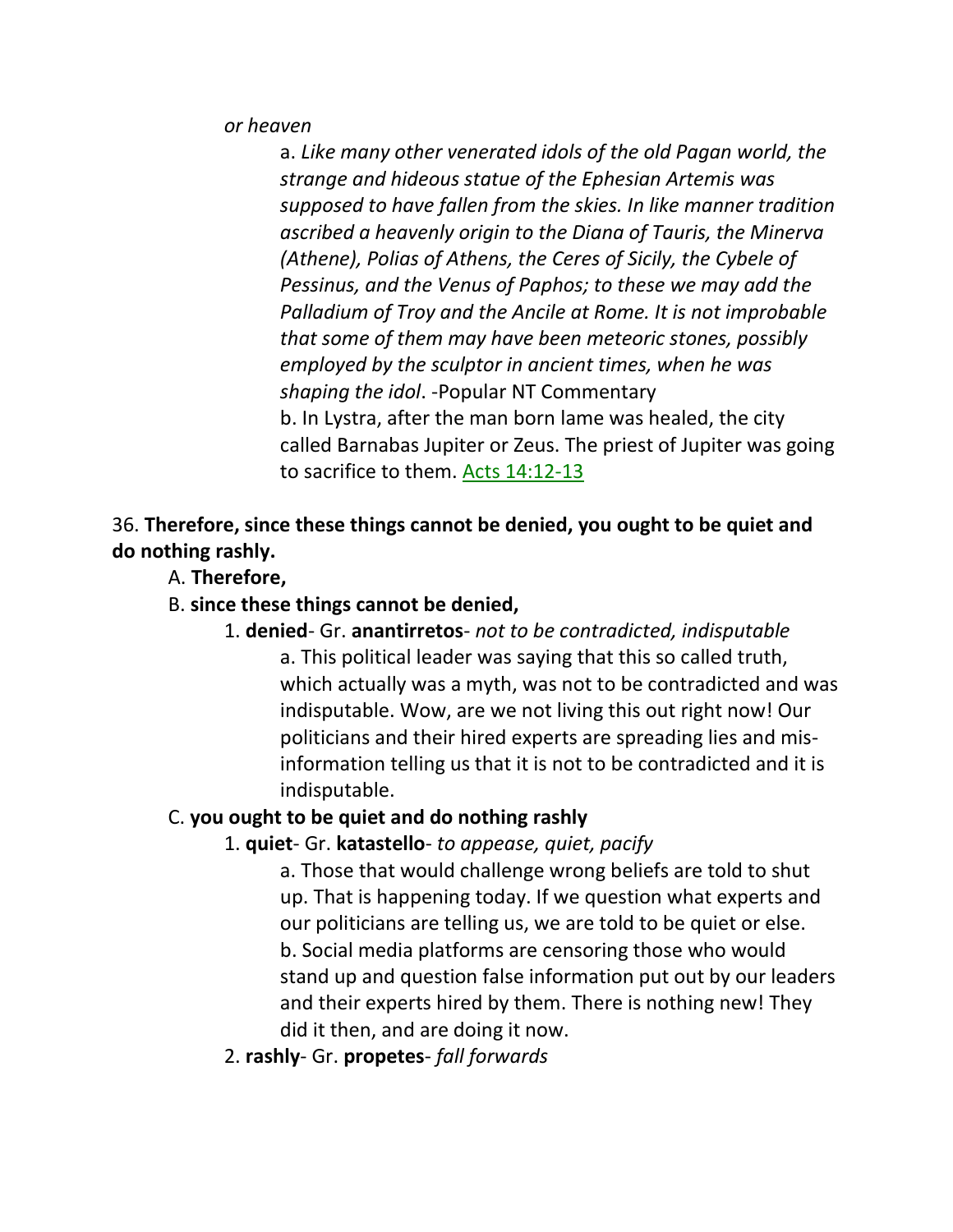*or heaven*

a. *Like many other venerated idols of the old Pagan world, the strange and hideous statue of the Ephesian Artemis was supposed to have fallen from the skies. In like manner tradition ascribed a heavenly origin to the Diana of Tauris, the Minerva (Athene), Polias of Athens, the Ceres of Sicily, the Cybele of Pessinus, and the Venus of Paphos; to these we may add the Palladium of Troy and the Ancile at Rome. It is not improbable that some of them may have been meteoric stones, possibly employed by the sculptor in ancient times, when he was shaping the idol*. -Popular NT Commentary

b. In Lystra, after the man born lame was healed, the city called Barnabas Jupiter or Zeus. The priest of Jupiter was going to sacrifice to them. Acts 14:12-13

36. **Therefore, since these things cannot be denied, you ought to be quiet and do nothing rashly.**

A. **Therefore,**

B. **since these things cannot be denied,**

1. **denied**- Gr. **anantirretos**- *not to be contradicted, indisputable*

a. This political leader was saying that this so called truth, which actually was a myth, was not to be contradicted and was indisputable. Wow, are we not living this out right now! Our politicians and their hired experts are spreading lies and mis-information telling us that it is not to be contradicted and it is indisputable.

C. **you ought to be quiet and do nothing rashly**

1. **quiet**- Gr. **katastello**- *to appease, quiet, pacify*

a. Those that would challenge wrong beliefs are told to shut up. That is happening today. If we question what experts and our politicians are telling us, we are told to be quiet or else.

b. Social media platforms are censoring those who would stand up and question false information put out by our leaders and their experts hired by them. There is nothing new! They did it then, and are doing it now.

2. **rashly**- Gr. **propetes**- *fall forwards*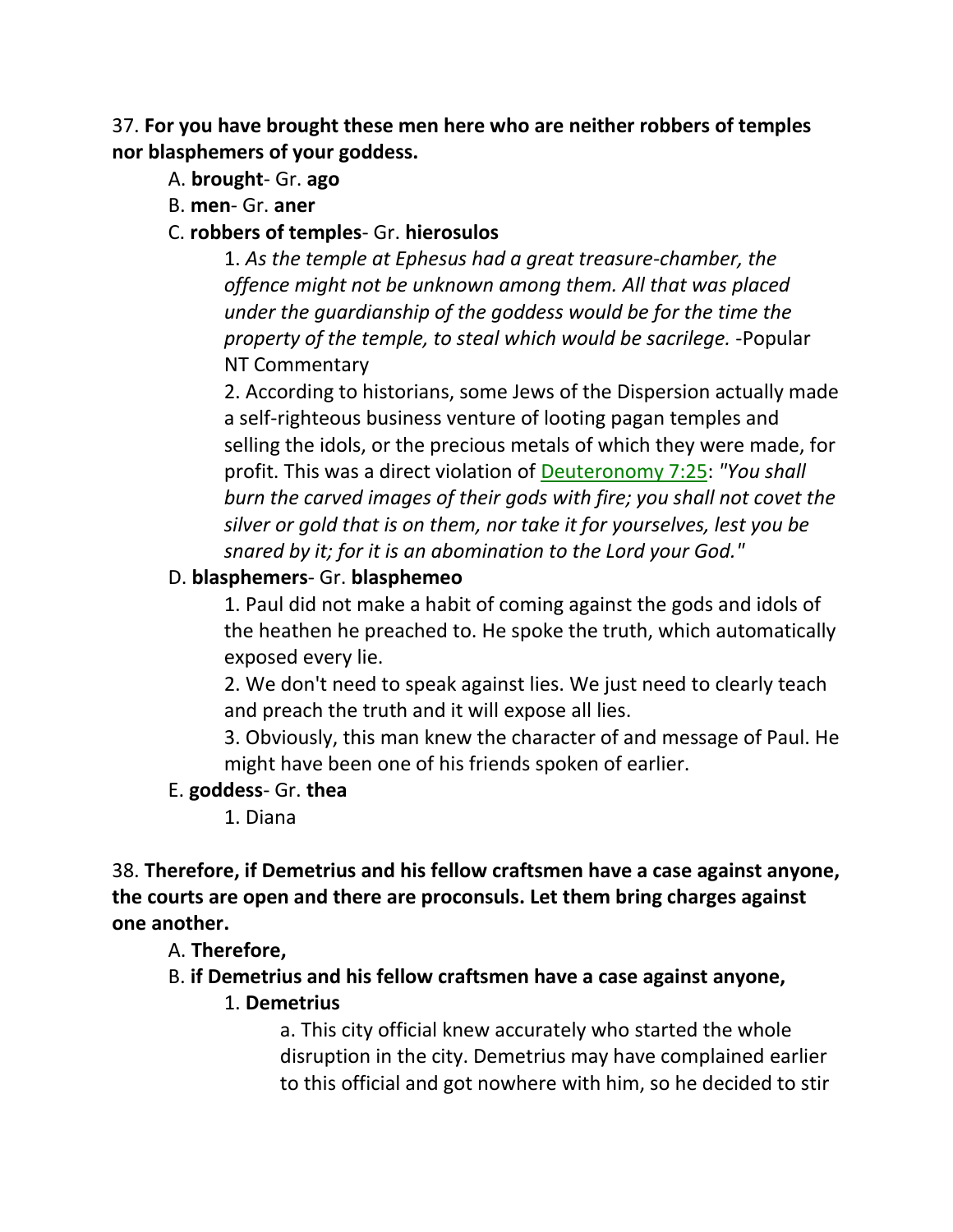37. **For you have brought these men here who are neither robbers of temples nor blasphemers of your goddess.**

A. **brought**- Gr. **ago**

B. **men**- Gr. **aner**

C. **robbers of temples**- Gr. **hierosulos**

1. *As the temple at Ephesus had a great treasure-chamber, the offence might not be unknown among them. All that was placed under the guardianship of the goddess would be for the time the property of the temple, to steal which would be sacrilege.* -Popular NT Commentary

2. According to historians, some Jews of the Dispersion actually made a self-righteous business venture of looting pagan temples and selling the idols, or the precious metals of which they were made, for profit. This was a direct violation of Deuteronomy 7:25: *"You shall burn the carved images of their gods with fire; you shall not covet the silver or gold that is on them, nor take it for yourselves, lest you be snared by it; for it is an abomination to the Lord your God."*

D. **blasphemers**- Gr. **blasphemeo**

1. Paul did not make a habit of coming against the gods and idols of the heathen he preached to. He spoke the truth, which automatically exposed every lie.

2. We don't need to speak against lies. We just need to clearly teach and preach the truth and it will expose all lies.

3. Obviously, this man knew the character of and message of Paul. He might have been one of his friends spoken of earlier.

E. **goddess**- Gr. **thea**

1. Diana

38. **Therefore, if Demetrius and his fellow craftsmen have a case against anyone, the courts are open and there are proconsuls. Let them bring charges against one another.**

A. **Therefore,**

B. **if Demetrius and his fellow craftsmen have a case against anyone,**

1. **Demetrius**

a. This city official knew accurately who started the whole disruption in the city. Demetrius may have complained earlier to this official and got nowhere with him, so he decided to stir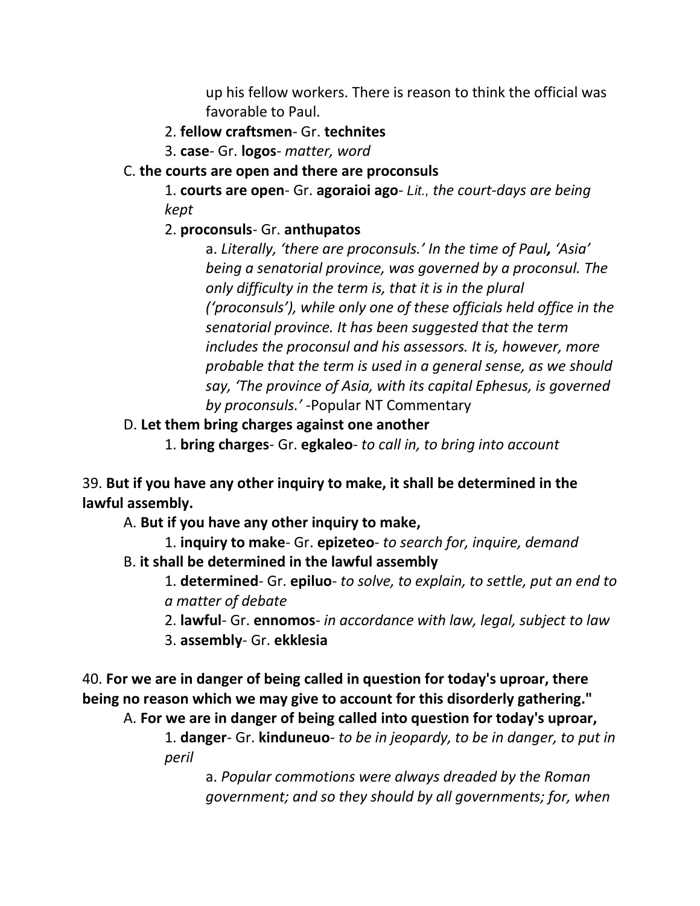up his fellow workers. There is reason to think the official was favorable to Paul.

2. **fellow craftsmen**- Gr. **technites**

3. **case**- Gr. **logos**- *matter, word*

C. **the courts are open and there are proconsuls**

1. **courts are open**- Gr. **agoraioi ago**- *Lit., the court-days are being kept*

2. **proconsuls**- Gr. **anthupatos**

a. *Literally, 'there are proconsuls.' In the time of Paul,* ***,*** *'Asia' being a senatorial province, was governed by a proconsul. The only difficulty in the term is, that it is in the plural ('proconsuls'), while only one of these officials held office in the senatorial province. It has been suggested that the term includes the proconsul and his assessors. It is, however, more probable that the term is used in a general sense, as we should say, 'The province of Asia, with its capital Ephesus, is governed by proconsuls.'* -Popular NT Commentary

D. **Let them bring charges against one another**

1. **bring charges**- Gr. **egkaleo**- *to call in, to bring into account*

39. **But if you have any other inquiry to make, it shall be determined in the lawful assembly.**

A. **But if you have any other inquiry to make,**

1. **inquiry to make**- Gr. **epizeteo**- *to search for, inquire, demand*

B. **it shall be determined in the lawful assembly**

1. **determined**- Gr. **epiluo**- *to solve, to explain, to settle, put an end to a matter of debate*

2. **lawful**- Gr. **ennomos**- *in accordance with law, legal, subject to law*

3. **assembly**- Gr. **ekklesia**

40. **For we are in danger of being called in question for today's uproar, there being no reason which we may give to account for this disorderly gathering."**

A. **For we are in danger of being called into question for today's uproar,**

1. **danger**- Gr. **kinduneuo**- *to be in jeopardy, to be in danger, to put in peril*

a. *Popular commotions were always dreaded by the Roman government; and so they should by all governments; for, when*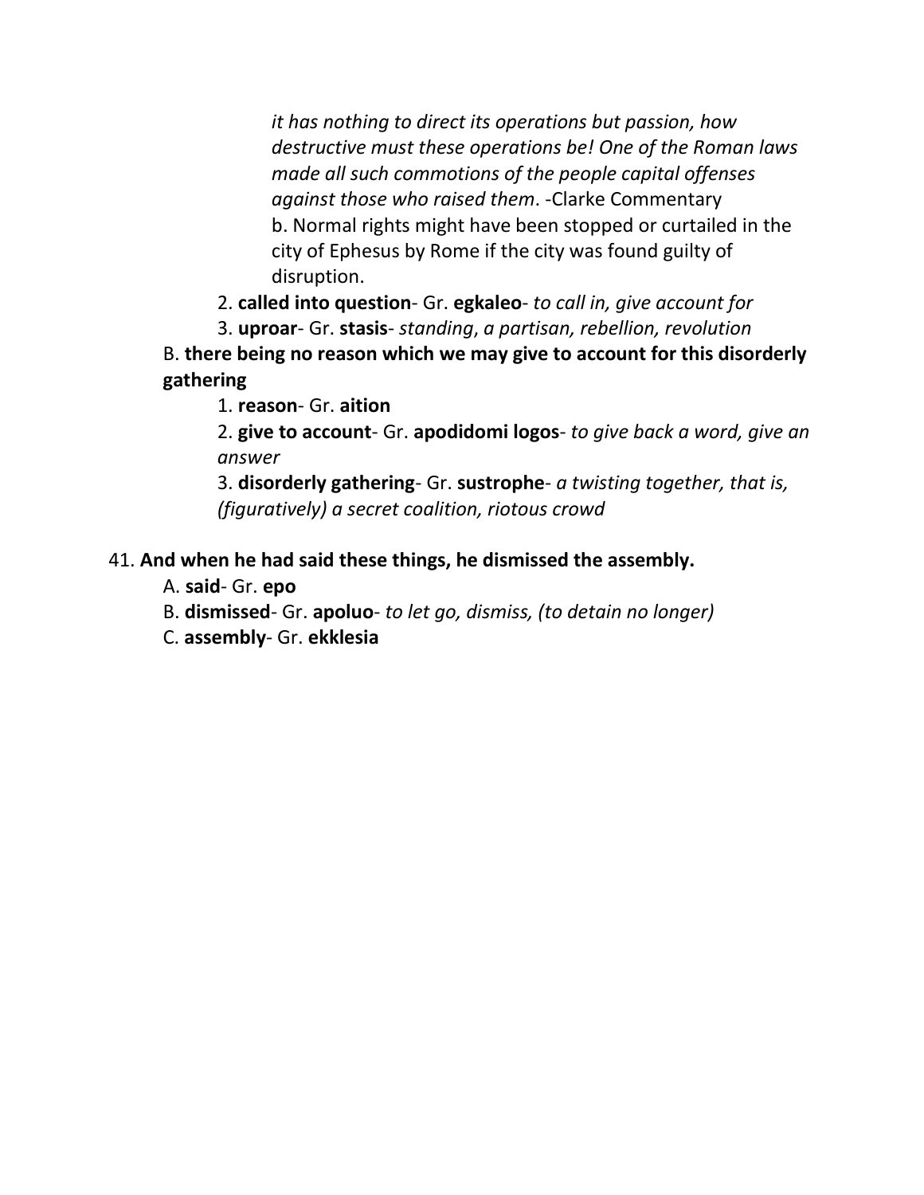*it has nothing to direct its operations but passion, how destructive must these operations be! One of the Roman laws made all such commotions of the people capital offenses against those who raised them*. -Clarke Commentary

b. Normal rights might have been stopped or curtailed in the city of Ephesus by Rome if the city was found guilty of disruption.

2. **called into question**- Gr. **egkaleo**- *to call in, give account for*

3. **uproar**- Gr. **stasis**- *standing*, *a partisan, rebellion, revolution*

B. **there being no reason which we may give to account for this disorderly gathering**

1. **reason**- Gr. **aition**

2. **give to account**- Gr. **apodidomi logos**- *to give back a word, give an answer*

3. **disorderly gathering**- Gr. **sustrophe**- *a twisting together, that is, (figuratively) a secret coalition, riotous crowd*

41. **And when he had said these things, he dismissed the assembly.**

A. **said**- Gr. **epo**

B. **dismissed**- Gr. **apoluo**- *to let go, dismiss, (to detain no longer)*

C. **assembly**- Gr. **ekklesia**